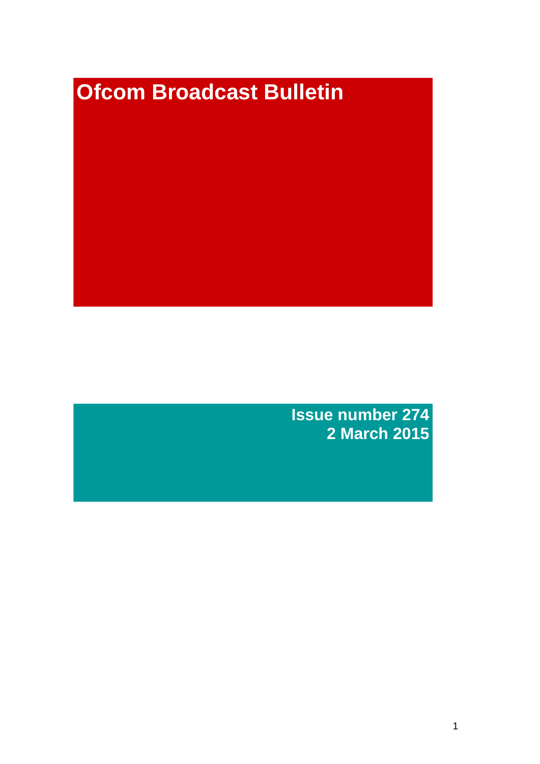# Ofcom Broadcast Bulletin

**Issue number 274**
**2 March 2015**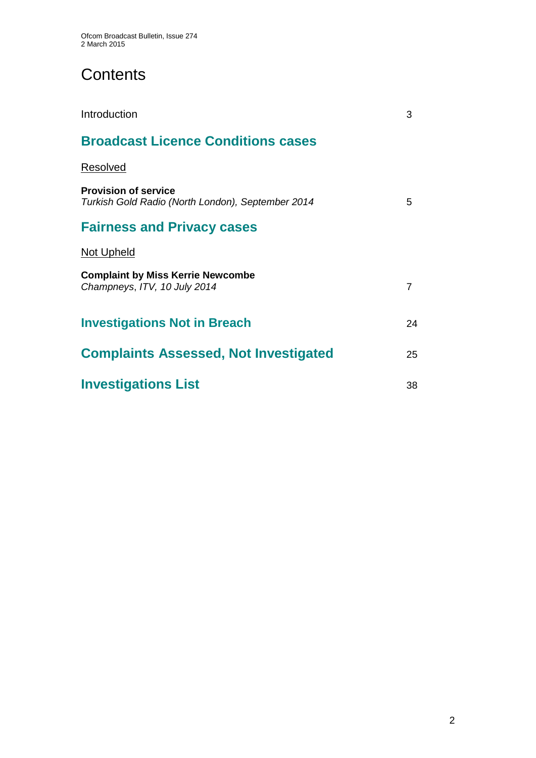# Contents

Introduction 3

## Broadcast Licence Conditions cases

Resolved

**Provision of service**
*Turkish Gold Radio (North London), September 2014* 5

## Fairness and Privacy cases

Not Upheld

**Complaint by Miss Kerrie Newcombe**
*Champneys, ITV, 10 July 2014* 7

## Investigations Not in Breach 24

## Complaints Assessed, Not Investigated 25

## Investigations List 38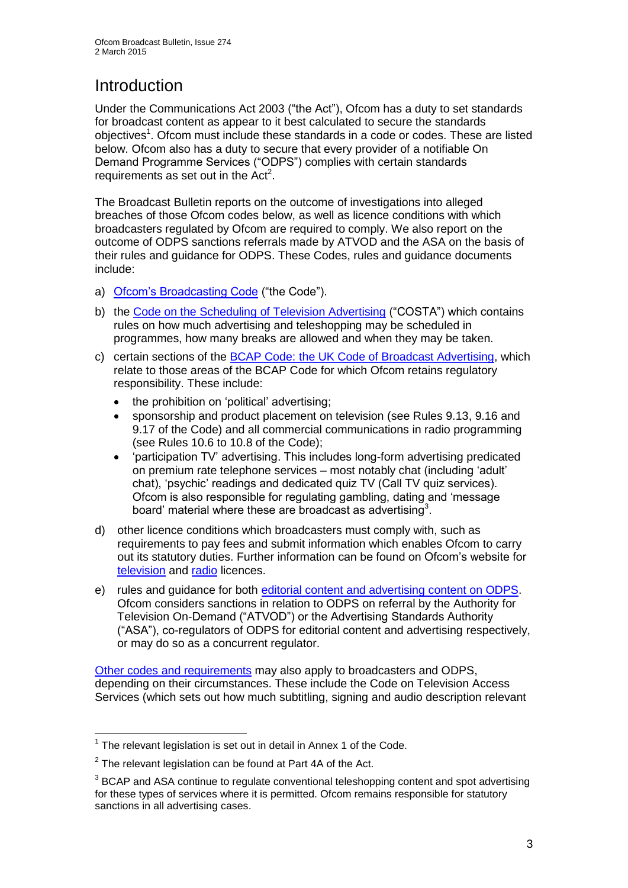# Introduction

Under the Communications Act 2003 ("the Act"), Ofcom has a duty to set standards for broadcast content as appear to it best calculated to secure the standards objectives[1]. Ofcom must include these standards in a code or codes. These are listed below. Ofcom also has a duty to secure that every provider of a notifiable On Demand Programme Services ("ODPS") complies with certain standards requirements as set out in the Act[2].

The Broadcast Bulletin reports on the outcome of investigations into alleged breaches of those Ofcom codes below, as well as licence conditions with which broadcasters regulated by Ofcom are required to comply. We also report on the outcome of ODPS sanctions referrals made by ATVOD and the ASA on the basis of their rules and guidance for ODPS. These Codes, rules and guidance documents include:

a) Ofcom's Broadcasting Code ("the Code").

b) the Code on the Scheduling of Television Advertising ("COSTA") which contains rules on how much advertising and teleshopping may be scheduled in programmes, how many breaks are allowed and when they may be taken.

c) certain sections of the BCAP Code: the UK Code of Broadcast Advertising, which relate to those areas of the BCAP Code for which Ofcom retains regulatory responsibility. These include:
   - the prohibition on 'political' advertising;
   - sponsorship and product placement on television (see Rules 9.13, 9.16 and 9.17 of the Code) and all commercial communications in radio programming (see Rules 10.6 to 10.8 of the Code);
   - 'participation TV' advertising. This includes long-form advertising predicated on premium rate telephone services – most notably chat (including 'adult' chat), 'psychic' readings and dedicated quiz TV (Call TV quiz services). Ofcom is also responsible for regulating gambling, dating and 'message board' material where these are broadcast as advertising[3].

d) other licence conditions which broadcasters must comply with, such as requirements to pay fees and submit information which enables Ofcom to carry out its statutory duties. Further information can be found on Ofcom's website for television and radio licences.

e) rules and guidance for both editorial content and advertising content on ODPS. Ofcom considers sanctions in relation to ODPS on referral by the Authority for Television On-Demand ("ATVOD") or the Advertising Standards Authority ("ASA"), co-regulators of ODPS for editorial content and advertising respectively, or may do so as a concurrent regulator.

Other codes and requirements may also apply to broadcasters and ODPS, depending on their circumstances. These include the Code on Television Access Services (which sets out how much subtitling, signing and audio description relevant

---

[1] The relevant legislation is set out in detail in Annex 1 of the Code.

[2] The relevant legislation can be found at Part 4A of the Act.

[3] BCAP and ASA continue to regulate conventional teleshopping content and spot advertising for these types of services where it is permitted. Ofcom remains responsible for statutory sanctions in all advertising cases.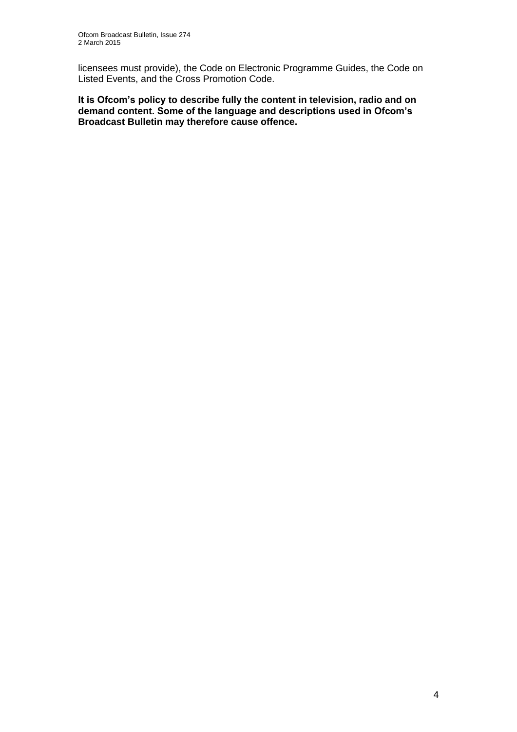licensees must provide), the Code on Electronic Programme Guides, the Code on Listed Events, and the Cross Promotion Code.

**It is Ofcom's policy to describe fully the content in television, radio and on demand content. Some of the language and descriptions used in Ofcom's Broadcast Bulletin may therefore cause offence.**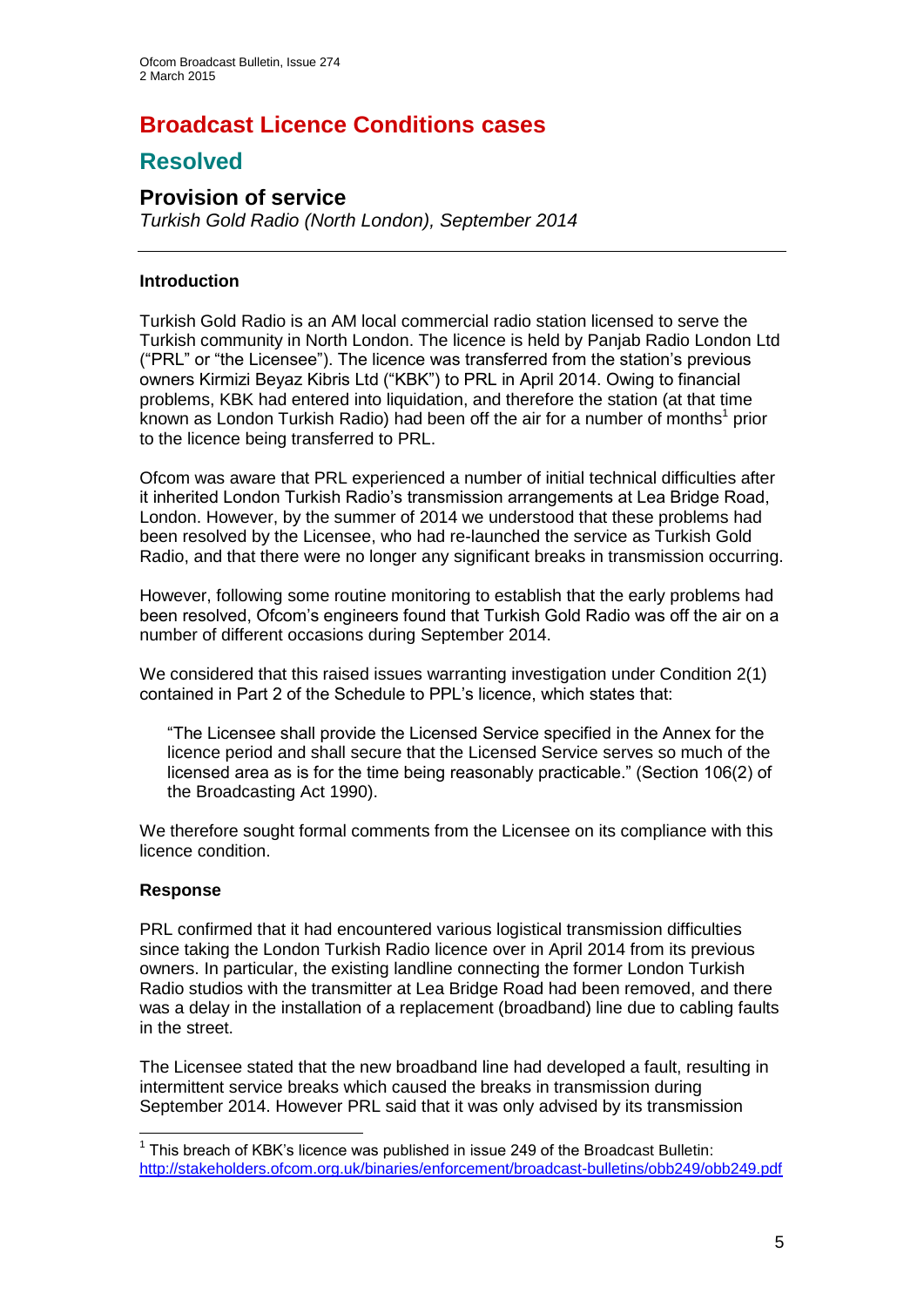# Broadcast Licence Conditions cases

## Resolved

### Provision of service

*Turkish Gold Radio (North London), September 2014*

---

#### Introduction

Turkish Gold Radio is an AM local commercial radio station licensed to serve the Turkish community in North London. The licence is held by Panjab Radio London Ltd ("PRL" or "the Licensee"). The licence was transferred from the station's previous owners Kirmizi Beyaz Kibris Ltd ("KBK") to PRL in April 2014. Owing to financial problems, KBK had entered into liquidation, and therefore the station (at that time known as London Turkish Radio) had been off the air for a number of months[1] prior to the licence being transferred to PRL.

Ofcom was aware that PRL experienced a number of initial technical difficulties after it inherited London Turkish Radio's transmission arrangements at Lea Bridge Road, London. However, by the summer of 2014 we understood that these problems had been resolved by the Licensee, who had re-launched the service as Turkish Gold Radio, and that there were no longer any significant breaks in transmission occurring.

However, following some routine monitoring to establish that the early problems had been resolved, Ofcom's engineers found that Turkish Gold Radio was off the air on a number of different occasions during September 2014.

We considered that this raised issues warranting investigation under Condition 2(1) contained in Part 2 of the Schedule to PPL's licence, which states that:

> "The Licensee shall provide the Licensed Service specified in the Annex for the licence period and shall secure that the Licensed Service serves so much of the licensed area as is for the time being reasonably practicable." (Section 106(2) of the Broadcasting Act 1990).

We therefore sought formal comments from the Licensee on its compliance with this licence condition.

#### Response

PRL confirmed that it had encountered various logistical transmission difficulties since taking the London Turkish Radio licence over in April 2014 from its previous owners. In particular, the existing landline connecting the former London Turkish Radio studios with the transmitter at Lea Bridge Road had been removed, and there was a delay in the installation of a replacement (broadband) line due to cabling faults in the street.

The Licensee stated that the new broadband line had developed a fault, resulting in intermittent service breaks which caused the breaks in transmission during September 2014. However PRL said that it was only advised by its transmission

---

[1] This breach of KBK's licence was published in issue 249 of the Broadcast Bulletin: http://stakeholders.ofcom.org.uk/binaries/enforcement/broadcast-bulletins/obb249/obb249.pdf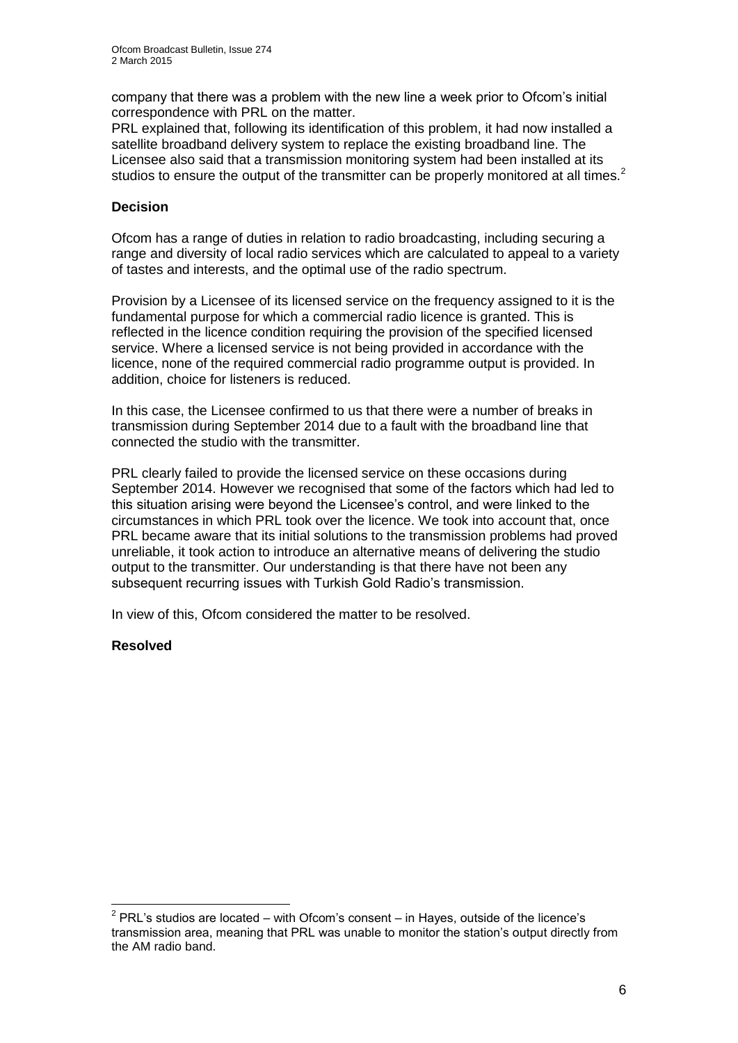company that there was a problem with the new line a week prior to Ofcom's initial correspondence with PRL on the matter.

PRL explained that, following its identification of this problem, it had now installed a satellite broadband delivery system to replace the existing broadband line. The Licensee also said that a transmission monitoring system had been installed at its studios to ensure the output of the transmitter can be properly monitored at all times.[2]

**Decision**

Ofcom has a range of duties in relation to radio broadcasting, including securing a range and diversity of local radio services which are calculated to appeal to a variety of tastes and interests, and the optimal use of the radio spectrum.

Provision by a Licensee of its licensed service on the frequency assigned to it is the fundamental purpose for which a commercial radio licence is granted. This is reflected in the licence condition requiring the provision of the specified licensed service. Where a licensed service is not being provided in accordance with the licence, none of the required commercial radio programme output is provided. In addition, choice for listeners is reduced.

In this case, the Licensee confirmed to us that there were a number of breaks in transmission during September 2014 due to a fault with the broadband line that connected the studio with the transmitter.

PRL clearly failed to provide the licensed service on these occasions during September 2014. However we recognised that some of the factors which had led to this situation arising were beyond the Licensee's control, and were linked to the circumstances in which PRL took over the licence. We took into account that, once PRL became aware that its initial solutions to the transmission problems had proved unreliable, it took action to introduce an alternative means of delivering the studio output to the transmitter. Our understanding is that there have not been any subsequent recurring issues with Turkish Gold Radio's transmission.

In view of this, Ofcom considered the matter to be resolved.

**Resolved**

---

[2] PRL's studios are located – with Ofcom's consent – in Hayes, outside of the licence's transmission area, meaning that PRL was unable to monitor the station's output directly from the AM radio band.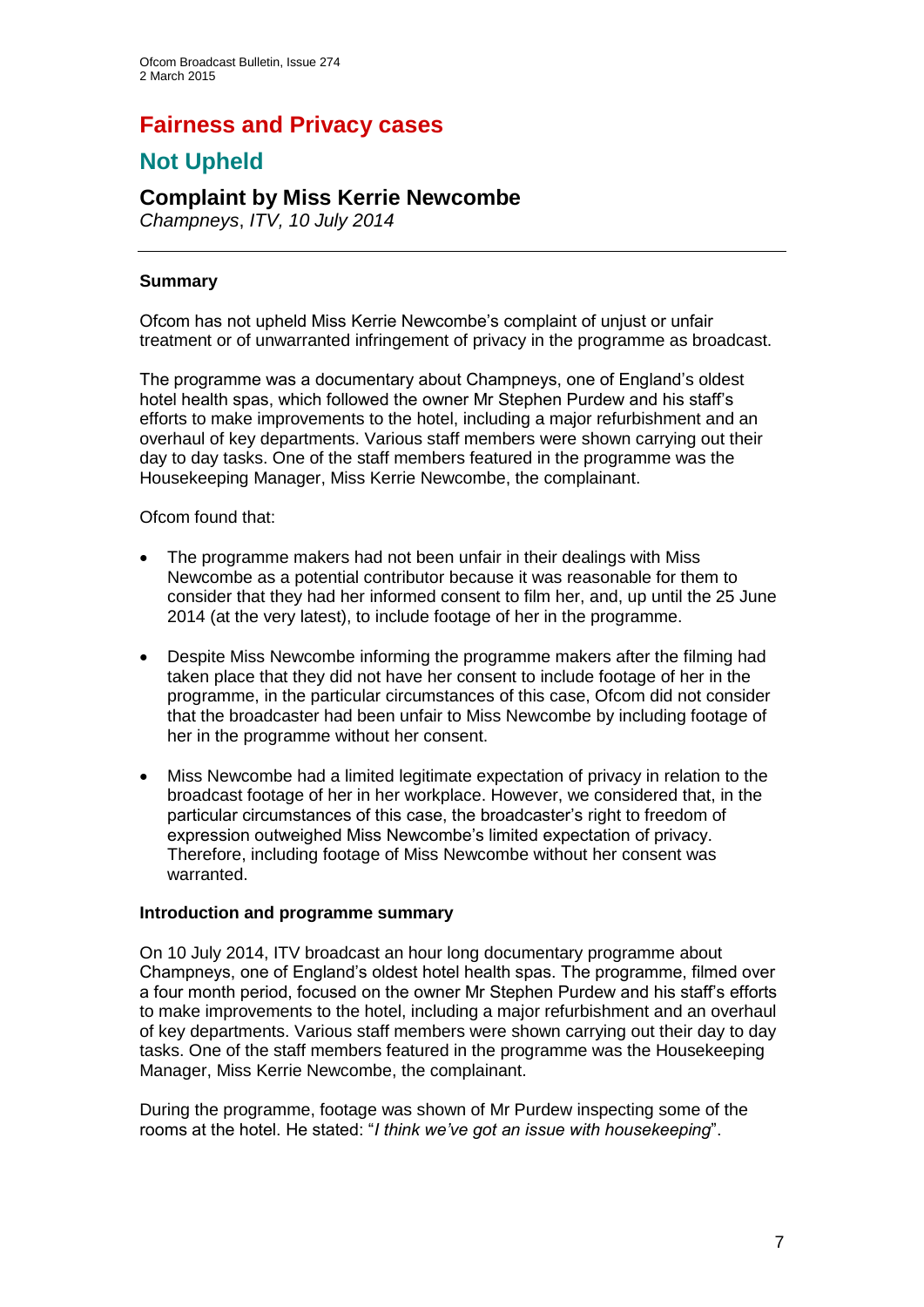# Fairness and Privacy cases

## Not Upheld

### Complaint by Miss Kerrie Newcombe

*Champneys, ITV, 10 July 2014*

---

**Summary**

Ofcom has not upheld Miss Kerrie Newcombe's complaint of unjust or unfair treatment or of unwarranted infringement of privacy in the programme as broadcast.

The programme was a documentary about Champneys, one of England's oldest hotel health spas, which followed the owner Mr Stephen Purdew and his staff's efforts to make improvements to the hotel, including a major refurbishment and an overhaul of key departments. Various staff members were shown carrying out their day to day tasks. One of the staff members featured in the programme was the Housekeeping Manager, Miss Kerrie Newcombe, the complainant.

Ofcom found that:

- The programme makers had not been unfair in their dealings with Miss Newcombe as a potential contributor because it was reasonable for them to consider that they had her informed consent to film her, and, up until the 25 June 2014 (at the very latest), to include footage of her in the programme.
- Despite Miss Newcombe informing the programme makers after the filming had taken place that they did not have her consent to include footage of her in the programme, in the particular circumstances of this case, Ofcom did not consider that the broadcaster had been unfair to Miss Newcombe by including footage of her in the programme without her consent.
- Miss Newcombe had a limited legitimate expectation of privacy in relation to the broadcast footage of her in her workplace. However, we considered that, in the particular circumstances of this case, the broadcaster's right to freedom of expression outweighed Miss Newcombe's limited expectation of privacy. Therefore, including footage of Miss Newcombe without her consent was warranted.

**Introduction and programme summary**

On 10 July 2014, ITV broadcast an hour long documentary programme about Champneys, one of England's oldest hotel health spas. The programme, filmed over a four month period, focused on the owner Mr Stephen Purdew and his staff's efforts to make improvements to the hotel, including a major refurbishment and an overhaul of key departments. Various staff members were shown carrying out their day to day tasks. One of the staff members featured in the programme was the Housekeeping Manager, Miss Kerrie Newcombe, the complainant.

During the programme, footage was shown of Mr Purdew inspecting some of the rooms at the hotel. He stated: "*I think we've got an issue with housekeeping*".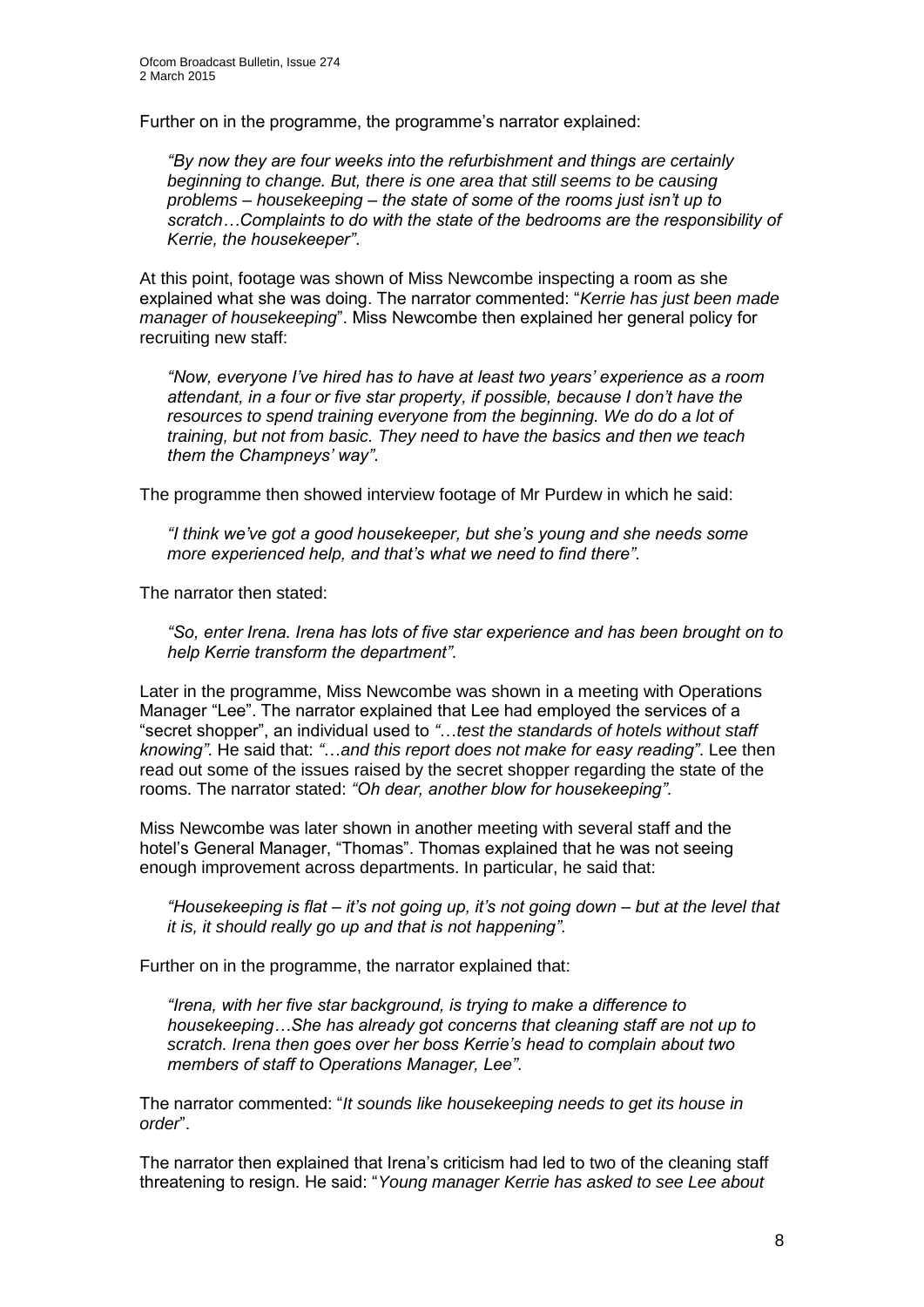Further on in the programme, the programme's narrator explained:

> *"By now they are four weeks into the refurbishment and things are certainly beginning to change. But, there is one area that still seems to be causing problems – housekeeping – the state of some of the rooms just isn't up to scratch…Complaints to do with the state of the bedrooms are the responsibility of Kerrie, the housekeeper"*.

At this point, footage was shown of Miss Newcombe inspecting a room as she explained what she was doing. The narrator commented: "*Kerrie has just been made manager of housekeeping*". Miss Newcombe then explained her general policy for recruiting new staff:

> *"Now, everyone I've hired has to have at least two years' experience as a room attendant, in a four or five star property, if possible, because I don't have the resources to spend training everyone from the beginning. We do do a lot of training, but not from basic. They need to have the basics and then we teach them the Champneys' way"*.

The programme then showed interview footage of Mr Purdew in which he said:

> *"I think we've got a good housekeeper, but she's young and she needs some more experienced help, and that's what we need to find there"*.

The narrator then stated:

> *"So, enter Irena. Irena has lots of five star experience and has been brought on to help Kerrie transform the department"*.

Later in the programme, Miss Newcombe was shown in a meeting with Operations Manager "Lee". The narrator explained that Lee had employed the services of a "secret shopper", an individual used to *"…test the standards of hotels without staff knowing"*. He said that: *"…and this report does not make for easy reading"*. Lee then read out some of the issues raised by the secret shopper regarding the state of the rooms. The narrator stated: *"Oh dear, another blow for housekeeping"*.

Miss Newcombe was later shown in another meeting with several staff and the hotel's General Manager, "Thomas". Thomas explained that he was not seeing enough improvement across departments. In particular, he said that:

> *"Housekeeping is flat – it's not going up, it's not going down – but at the level that it is, it should really go up and that is not happening"*.

Further on in the programme, the narrator explained that:

> *"Irena, with her five star background, is trying to make a difference to housekeeping…She has already got concerns that cleaning staff are not up to scratch. Irena then goes over her boss Kerrie's head to complain about two members of staff to Operations Manager, Lee"*.

The narrator commented: "*It sounds like housekeeping needs to get its house in order*".

The narrator then explained that Irena's criticism had led to two of the cleaning staff threatening to resign. He said: "*Young manager Kerrie has asked to see Lee about*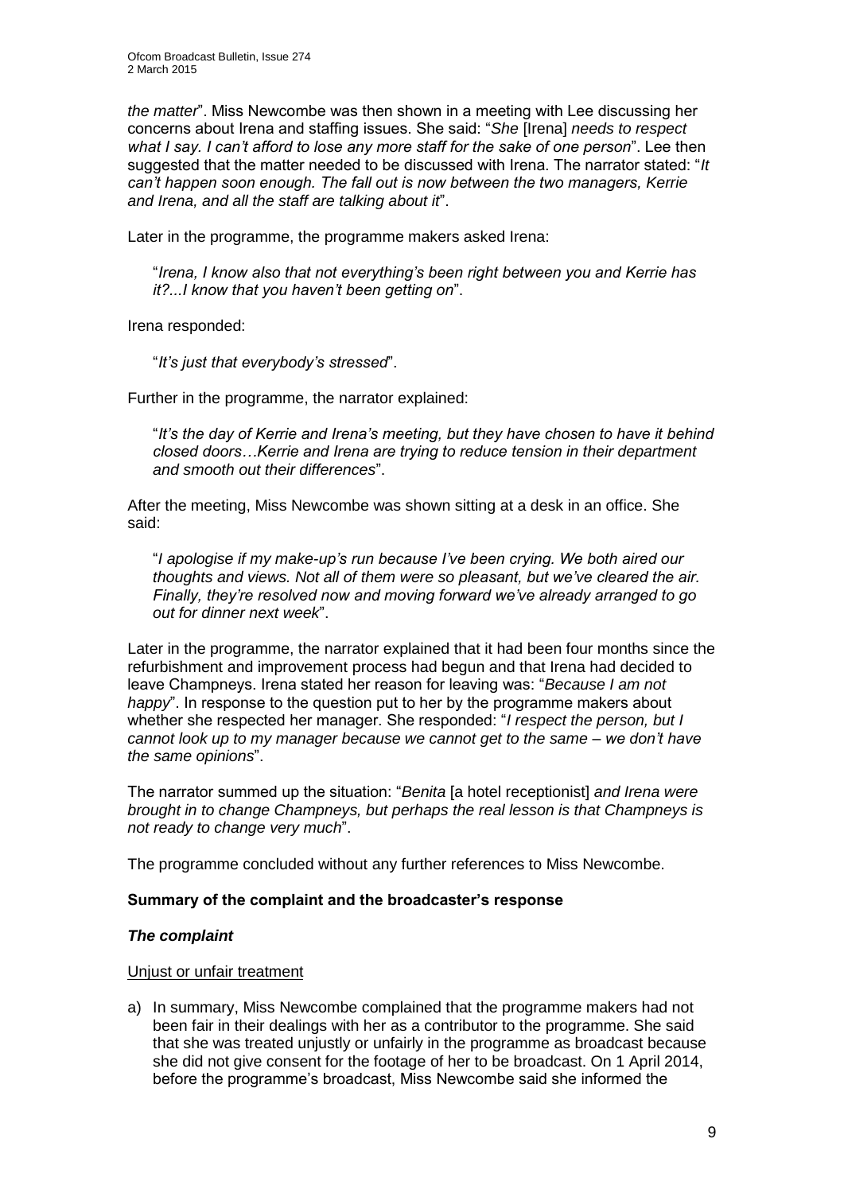*the matter*". Miss Newcombe was then shown in a meeting with Lee discussing her concerns about Irena and staffing issues. She said: "*She* [Irena] *needs to respect what I say. I can't afford to lose any more staff for the sake of one person*". Lee then suggested that the matter needed to be discussed with Irena. The narrator stated: "*It can't happen soon enough. The fall out is now between the two managers, Kerrie and Irena, and all the staff are talking about it*".

Later in the programme, the programme makers asked Irena:

> "*Irena, I know also that not everything's been right between you and Kerrie has it?...I know that you haven't been getting on*".

Irena responded:

> "*It's just that everybody's stressed*".

Further in the programme, the narrator explained:

> "*It's the day of Kerrie and Irena's meeting, but they have chosen to have it behind closed doors…Kerrie and Irena are trying to reduce tension in their department and smooth out their differences*".

After the meeting, Miss Newcombe was shown sitting at a desk in an office. She said:

> "*I apologise if my make-up's run because I've been crying. We both aired our thoughts and views. Not all of them were so pleasant, but we've cleared the air. Finally, they're resolved now and moving forward we've already arranged to go out for dinner next week*".

Later in the programme, the narrator explained that it had been four months since the refurbishment and improvement process had begun and that Irena had decided to leave Champneys. Irena stated her reason for leaving was: "*Because I am not happy*". In response to the question put to her by the programme makers about whether she respected her manager. She responded: "*I respect the person, but I cannot look up to my manager because we cannot get to the same – we don't have the same opinions*".

The narrator summed up the situation: "*Benita* [a hotel receptionist] *and Irena were brought in to change Champneys, but perhaps the real lesson is that Champneys is not ready to change very much*".

The programme concluded without any further references to Miss Newcombe.

**Summary of the complaint and the broadcaster's response**

***The complaint***

Unjust or unfair treatment

a) In summary, Miss Newcombe complained that the programme makers had not been fair in their dealings with her as a contributor to the programme. She said that she was treated unjustly or unfairly in the programme as broadcast because she did not give consent for the footage of her to be broadcast. On 1 April 2014, before the programme's broadcast, Miss Newcombe said she informed the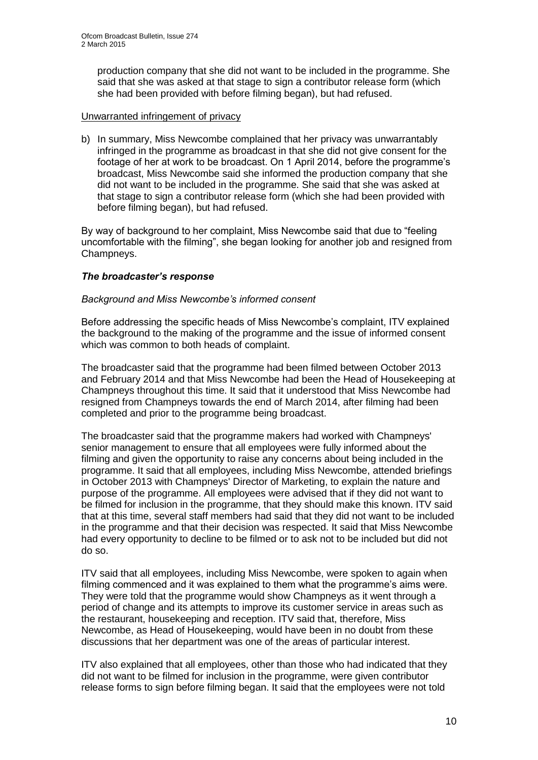production company that she did not want to be included in the programme. She said that she was asked at that stage to sign a contributor release form (which she had been provided with before filming began), but had refused.

Unwarranted infringement of privacy

b) In summary, Miss Newcombe complained that her privacy was unwarrantably infringed in the programme as broadcast in that she did not give consent for the footage of her at work to be broadcast. On 1 April 2014, before the programme's broadcast, Miss Newcombe said she informed the production company that she did not want to be included in the programme. She said that she was asked at that stage to sign a contributor release form (which she had been provided with before filming began), but had refused.

By way of background to her complaint, Miss Newcombe said that due to "feeling uncomfortable with the filming", she began looking for another job and resigned from Champneys.

### *The broadcaster's response*

*Background and Miss Newcombe's informed consent*

Before addressing the specific heads of Miss Newcombe's complaint, ITV explained the background to the making of the programme and the issue of informed consent which was common to both heads of complaint.

The broadcaster said that the programme had been filmed between October 2013 and February 2014 and that Miss Newcombe had been the Head of Housekeeping at Champneys throughout this time. It said that it understood that Miss Newcombe had resigned from Champneys towards the end of March 2014, after filming had been completed and prior to the programme being broadcast.

The broadcaster said that the programme makers had worked with Champneys' senior management to ensure that all employees were fully informed about the filming and given the opportunity to raise any concerns about being included in the programme. It said that all employees, including Miss Newcombe, attended briefings in October 2013 with Champneys' Director of Marketing, to explain the nature and purpose of the programme. All employees were advised that if they did not want to be filmed for inclusion in the programme, that they should make this known. ITV said that at this time, several staff members had said that they did not want to be included in the programme and that their decision was respected. It said that Miss Newcombe had every opportunity to decline to be filmed or to ask not to be included but did not do so.

ITV said that all employees, including Miss Newcombe, were spoken to again when filming commenced and it was explained to them what the programme's aims were. They were told that the programme would show Champneys as it went through a period of change and its attempts to improve its customer service in areas such as the restaurant, housekeeping and reception. ITV said that, therefore, Miss Newcombe, as Head of Housekeeping, would have been in no doubt from these discussions that her department was one of the areas of particular interest.

ITV also explained that all employees, other than those who had indicated that they did not want to be filmed for inclusion in the programme, were given contributor release forms to sign before filming began. It said that the employees were not told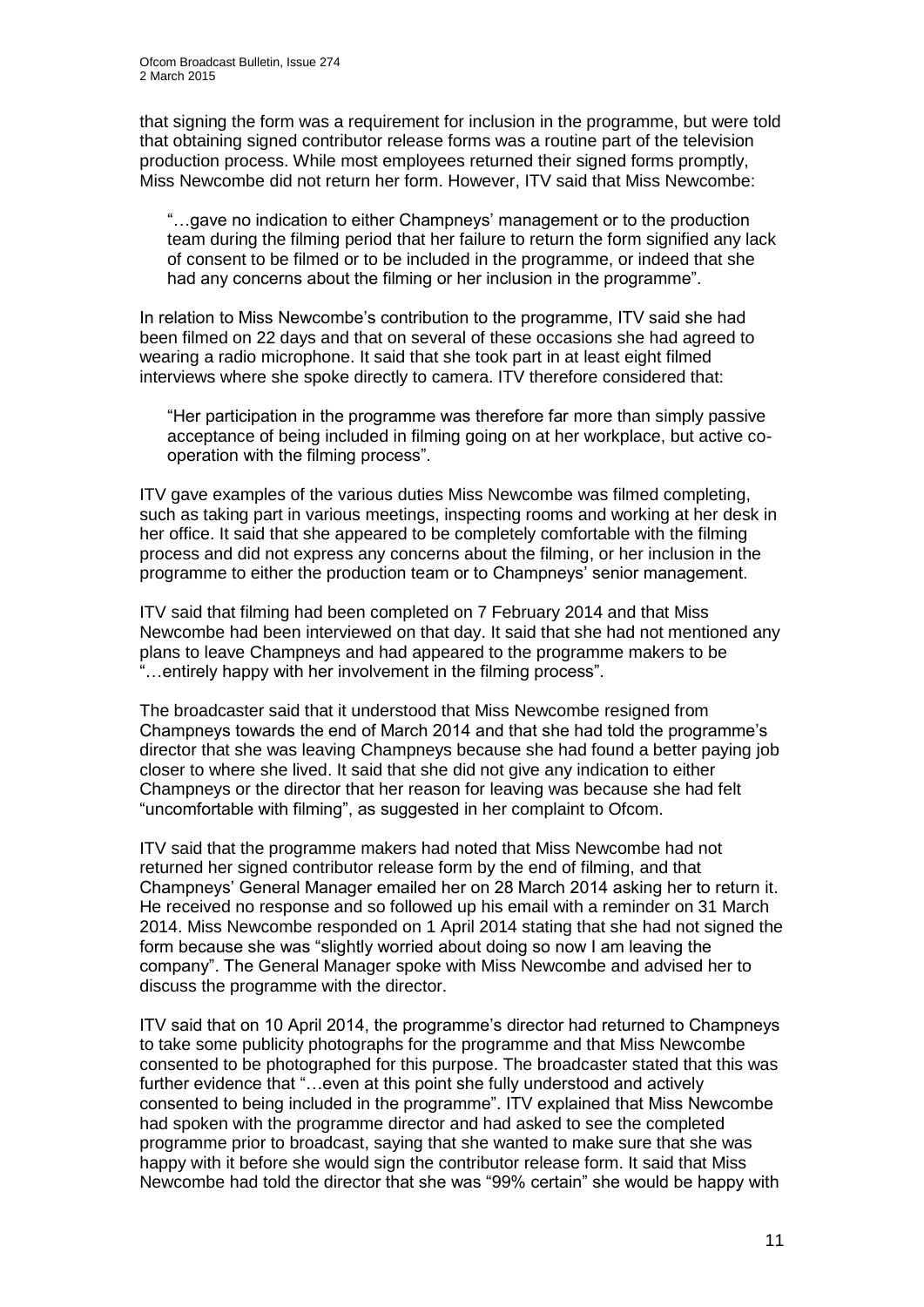that signing the form was a requirement for inclusion in the programme, but were told that obtaining signed contributor release forms was a routine part of the television production process. While most employees returned their signed forms promptly, Miss Newcombe did not return her form. However, ITV said that Miss Newcombe:

> "…gave no indication to either Champneys' management or to the production team during the filming period that her failure to return the form signified any lack of consent to be filmed or to be included in the programme, or indeed that she had any concerns about the filming or her inclusion in the programme".

In relation to Miss Newcombe's contribution to the programme, ITV said she had been filmed on 22 days and that on several of these occasions she had agreed to wearing a radio microphone. It said that she took part in at least eight filmed interviews where she spoke directly to camera. ITV therefore considered that:

> "Her participation in the programme was therefore far more than simply passive acceptance of being included in filming going on at her workplace, but active co-operation with the filming process".

ITV gave examples of the various duties Miss Newcombe was filmed completing, such as taking part in various meetings, inspecting rooms and working at her desk in her office. It said that she appeared to be completely comfortable with the filming process and did not express any concerns about the filming, or her inclusion in the programme to either the production team or to Champneys' senior management.

ITV said that filming had been completed on 7 February 2014 and that Miss Newcombe had been interviewed on that day. It said that she had not mentioned any plans to leave Champneys and had appeared to the programme makers to be "…entirely happy with her involvement in the filming process".

The broadcaster said that it understood that Miss Newcombe resigned from Champneys towards the end of March 2014 and that she had told the programme's director that she was leaving Champneys because she had found a better paying job closer to where she lived. It said that she did not give any indication to either Champneys or the director that her reason for leaving was because she had felt "uncomfortable with filming", as suggested in her complaint to Ofcom.

ITV said that the programme makers had noted that Miss Newcombe had not returned her signed contributor release form by the end of filming, and that Champneys' General Manager emailed her on 28 March 2014 asking her to return it. He received no response and so followed up his email with a reminder on 31 March 2014. Miss Newcombe responded on 1 April 2014 stating that she had not signed the form because she was "slightly worried about doing so now I am leaving the company". The General Manager spoke with Miss Newcombe and advised her to discuss the programme with the director.

ITV said that on 10 April 2014, the programme's director had returned to Champneys to take some publicity photographs for the programme and that Miss Newcombe consented to be photographed for this purpose. The broadcaster stated that this was further evidence that "…even at this point she fully understood and actively consented to being included in the programme". ITV explained that Miss Newcombe had spoken with the programme director and had asked to see the completed programme prior to broadcast, saying that she wanted to make sure that she was happy with it before she would sign the contributor release form. It said that Miss Newcombe had told the director that she was "99% certain" she would be happy with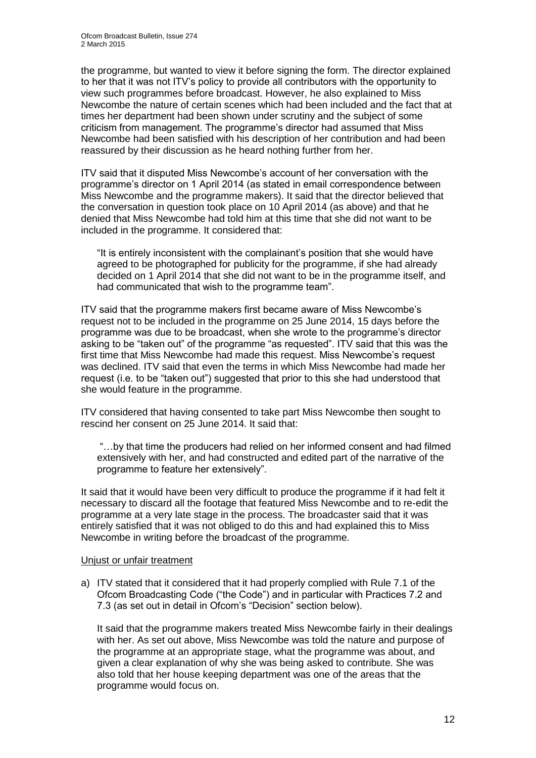the programme, but wanted to view it before signing the form. The director explained to her that it was not ITV's policy to provide all contributors with the opportunity to view such programmes before broadcast. However, he also explained to Miss Newcombe the nature of certain scenes which had been included and the fact that at times her department had been shown under scrutiny and the subject of some criticism from management. The programme's director had assumed that Miss Newcombe had been satisfied with his description of her contribution and had been reassured by their discussion as he heard nothing further from her.

ITV said that it disputed Miss Newcombe's account of her conversation with the programme's director on 1 April 2014 (as stated in email correspondence between Miss Newcombe and the programme makers). It said that the director believed that the conversation in question took place on 10 April 2014 (as above) and that he denied that Miss Newcombe had told him at this time that she did not want to be included in the programme. It considered that:

> "It is entirely inconsistent with the complainant's position that she would have agreed to be photographed for publicity for the programme, if she had already decided on 1 April 2014 that she did not want to be in the programme itself, and had communicated that wish to the programme team".

ITV said that the programme makers first became aware of Miss Newcombe's request not to be included in the programme on 25 June 2014, 15 days before the programme was due to be broadcast, when she wrote to the programme's director asking to be "taken out" of the programme "as requested". ITV said that this was the first time that Miss Newcombe had made this request. Miss Newcombe's request was declined. ITV said that even the terms in which Miss Newcombe had made her request (i.e. to be "taken out") suggested that prior to this she had understood that she would feature in the programme.

ITV considered that having consented to take part Miss Newcombe then sought to rescind her consent on 25 June 2014. It said that:

> "…by that time the producers had relied on her informed consent and had filmed extensively with her, and had constructed and edited part of the narrative of the programme to feature her extensively".

It said that it would have been very difficult to produce the programme if it had felt it necessary to discard all the footage that featured Miss Newcombe and to re-edit the programme at a very late stage in the process. The broadcaster said that it was entirely satisfied that it was not obliged to do this and had explained this to Miss Newcombe in writing before the broadcast of the programme.

Unjust or unfair treatment

a) ITV stated that it considered that it had properly complied with Rule 7.1 of the Ofcom Broadcasting Code ("the Code") and in particular with Practices 7.2 and 7.3 (as set out in detail in Ofcom's "Decision" section below).

   It said that the programme makers treated Miss Newcombe fairly in their dealings with her. As set out above, Miss Newcombe was told the nature and purpose of the programme at an appropriate stage, what the programme was about, and given a clear explanation of why she was being asked to contribute. She was also told that her house keeping department was one of the areas that the programme would focus on.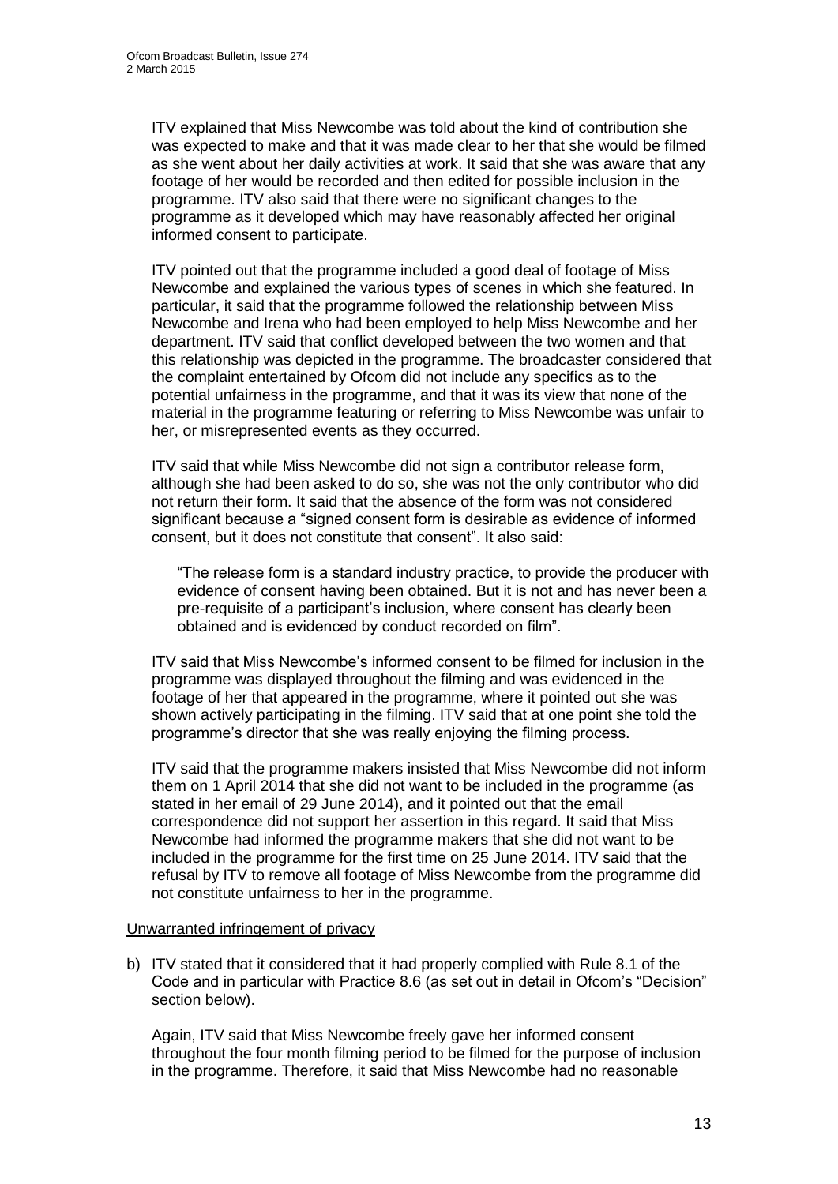ITV explained that Miss Newcombe was told about the kind of contribution she was expected to make and that it was made clear to her that she would be filmed as she went about her daily activities at work. It said that she was aware that any footage of her would be recorded and then edited for possible inclusion in the programme. ITV also said that there were no significant changes to the programme as it developed which may have reasonably affected her original informed consent to participate.

ITV pointed out that the programme included a good deal of footage of Miss Newcombe and explained the various types of scenes in which she featured. In particular, it said that the programme followed the relationship between Miss Newcombe and Irena who had been employed to help Miss Newcombe and her department. ITV said that conflict developed between the two women and that this relationship was depicted in the programme. The broadcaster considered that the complaint entertained by Ofcom did not include any specifics as to the potential unfairness in the programme, and that it was its view that none of the material in the programme featuring or referring to Miss Newcombe was unfair to her, or misrepresented events as they occurred.

ITV said that while Miss Newcombe did not sign a contributor release form, although she had been asked to do so, she was not the only contributor who did not return their form. It said that the absence of the form was not considered significant because a "signed consent form is desirable as evidence of informed consent, but it does not constitute that consent". It also said:

> "The release form is a standard industry practice, to provide the producer with evidence of consent having been obtained. But it is not and has never been a pre-requisite of a participant's inclusion, where consent has clearly been obtained and is evidenced by conduct recorded on film".

ITV said that Miss Newcombe's informed consent to be filmed for inclusion in the programme was displayed throughout the filming and was evidenced in the footage of her that appeared in the programme, where it pointed out she was shown actively participating in the filming. ITV said that at one point she told the programme's director that she was really enjoying the filming process.

ITV said that the programme makers insisted that Miss Newcombe did not inform them on 1 April 2014 that she did not want to be included in the programme (as stated in her email of 29 June 2014), and it pointed out that the email correspondence did not support her assertion in this regard. It said that Miss Newcombe had informed the programme makers that she did not want to be included in the programme for the first time on 25 June 2014. ITV said that the refusal by ITV to remove all footage of Miss Newcombe from the programme did not constitute unfairness to her in the programme.

Unwarranted infringement of privacy

b) ITV stated that it considered that it had properly complied with Rule 8.1 of the Code and in particular with Practice 8.6 (as set out in detail in Ofcom's "Decision" section below).

   Again, ITV said that Miss Newcombe freely gave her informed consent throughout the four month filming period to be filmed for the purpose of inclusion in the programme. Therefore, it said that Miss Newcombe had no reasonable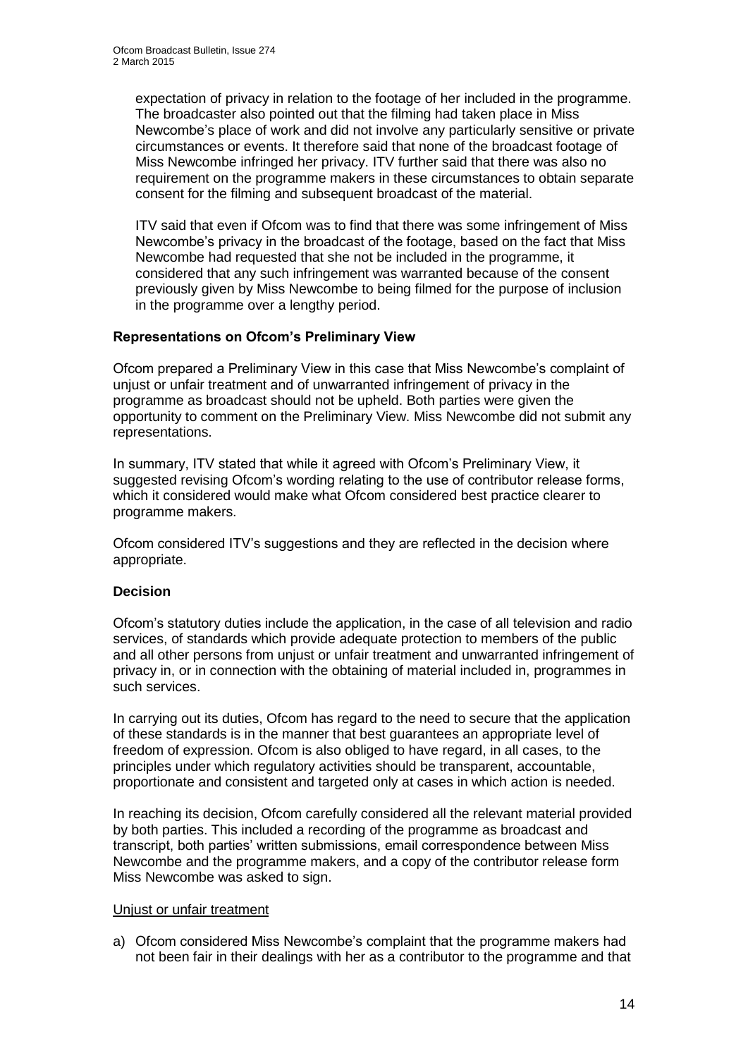expectation of privacy in relation to the footage of her included in the programme. The broadcaster also pointed out that the filming had taken place in Miss Newcombe's place of work and did not involve any particularly sensitive or private circumstances or events. It therefore said that none of the broadcast footage of Miss Newcombe infringed her privacy. ITV further said that there was also no requirement on the programme makers in these circumstances to obtain separate consent for the filming and subsequent broadcast of the material.

ITV said that even if Ofcom was to find that there was some infringement of Miss Newcombe's privacy in the broadcast of the footage, based on the fact that Miss Newcombe had requested that she not be included in the programme, it considered that any such infringement was warranted because of the consent previously given by Miss Newcombe to being filmed for the purpose of inclusion in the programme over a lengthy period.

**Representations on Ofcom's Preliminary View**

Ofcom prepared a Preliminary View in this case that Miss Newcombe's complaint of unjust or unfair treatment and of unwarranted infringement of privacy in the programme as broadcast should not be upheld. Both parties were given the opportunity to comment on the Preliminary View. Miss Newcombe did not submit any representations.

In summary, ITV stated that while it agreed with Ofcom's Preliminary View, it suggested revising Ofcom's wording relating to the use of contributor release forms, which it considered would make what Ofcom considered best practice clearer to programme makers.

Ofcom considered ITV's suggestions and they are reflected in the decision where appropriate.

**Decision**

Ofcom's statutory duties include the application, in the case of all television and radio services, of standards which provide adequate protection to members of the public and all other persons from unjust or unfair treatment and unwarranted infringement of privacy in, or in connection with the obtaining of material included in, programmes in such services.

In carrying out its duties, Ofcom has regard to the need to secure that the application of these standards is in the manner that best guarantees an appropriate level of freedom of expression. Ofcom is also obliged to have regard, in all cases, to the principles under which regulatory activities should be transparent, accountable, proportionate and consistent and targeted only at cases in which action is needed.

In reaching its decision, Ofcom carefully considered all the relevant material provided by both parties. This included a recording of the programme as broadcast and transcript, both parties' written submissions, email correspondence between Miss Newcombe and the programme makers, and a copy of the contributor release form Miss Newcombe was asked to sign.

<u>Unjust or unfair treatment</u>

a) Ofcom considered Miss Newcombe's complaint that the programme makers had not been fair in their dealings with her as a contributor to the programme and that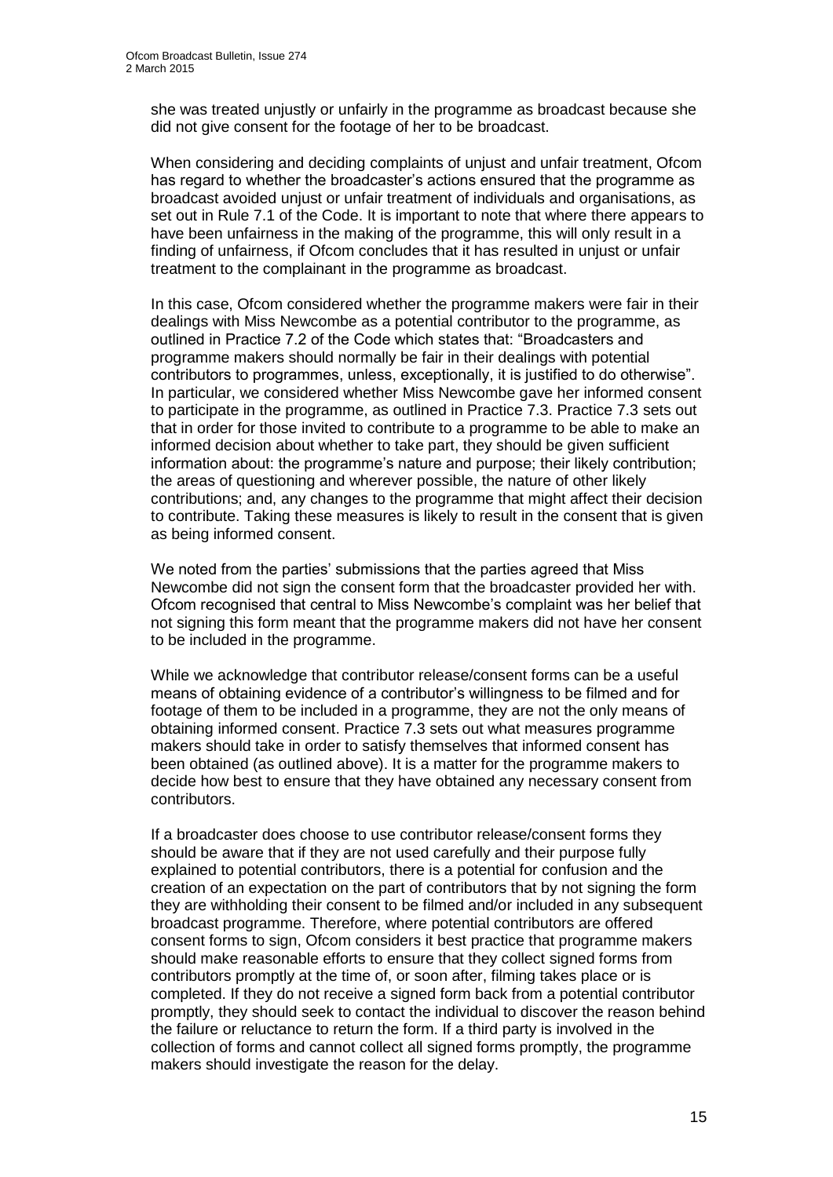she was treated unjustly or unfairly in the programme as broadcast because she did not give consent for the footage of her to be broadcast.

When considering and deciding complaints of unjust and unfair treatment, Ofcom has regard to whether the broadcaster's actions ensured that the programme as broadcast avoided unjust or unfair treatment of individuals and organisations, as set out in Rule 7.1 of the Code. It is important to note that where there appears to have been unfairness in the making of the programme, this will only result in a finding of unfairness, if Ofcom concludes that it has resulted in unjust or unfair treatment to the complainant in the programme as broadcast.

In this case, Ofcom considered whether the programme makers were fair in their dealings with Miss Newcombe as a potential contributor to the programme, as outlined in Practice 7.2 of the Code which states that: "Broadcasters and programme makers should normally be fair in their dealings with potential contributors to programmes, unless, exceptionally, it is justified to do otherwise". In particular, we considered whether Miss Newcombe gave her informed consent to participate in the programme, as outlined in Practice 7.3. Practice 7.3 sets out that in order for those invited to contribute to a programme to be able to make an informed decision about whether to take part, they should be given sufficient information about: the programme's nature and purpose; their likely contribution; the areas of questioning and wherever possible, the nature of other likely contributions; and, any changes to the programme that might affect their decision to contribute. Taking these measures is likely to result in the consent that is given as being informed consent.

We noted from the parties' submissions that the parties agreed that Miss Newcombe did not sign the consent form that the broadcaster provided her with. Ofcom recognised that central to Miss Newcombe's complaint was her belief that not signing this form meant that the programme makers did not have her consent to be included in the programme.

While we acknowledge that contributor release/consent forms can be a useful means of obtaining evidence of a contributor's willingness to be filmed and for footage of them to be included in a programme, they are not the only means of obtaining informed consent. Practice 7.3 sets out what measures programme makers should take in order to satisfy themselves that informed consent has been obtained (as outlined above). It is a matter for the programme makers to decide how best to ensure that they have obtained any necessary consent from contributors.

If a broadcaster does choose to use contributor release/consent forms they should be aware that if they are not used carefully and their purpose fully explained to potential contributors, there is a potential for confusion and the creation of an expectation on the part of contributors that by not signing the form they are withholding their consent to be filmed and/or included in any subsequent broadcast programme. Therefore, where potential contributors are offered consent forms to sign, Ofcom considers it best practice that programme makers should make reasonable efforts to ensure that they collect signed forms from contributors promptly at the time of, or soon after, filming takes place or is completed. If they do not receive a signed form back from a potential contributor promptly, they should seek to contact the individual to discover the reason behind the failure or reluctance to return the form. If a third party is involved in the collection of forms and cannot collect all signed forms promptly, the programme makers should investigate the reason for the delay.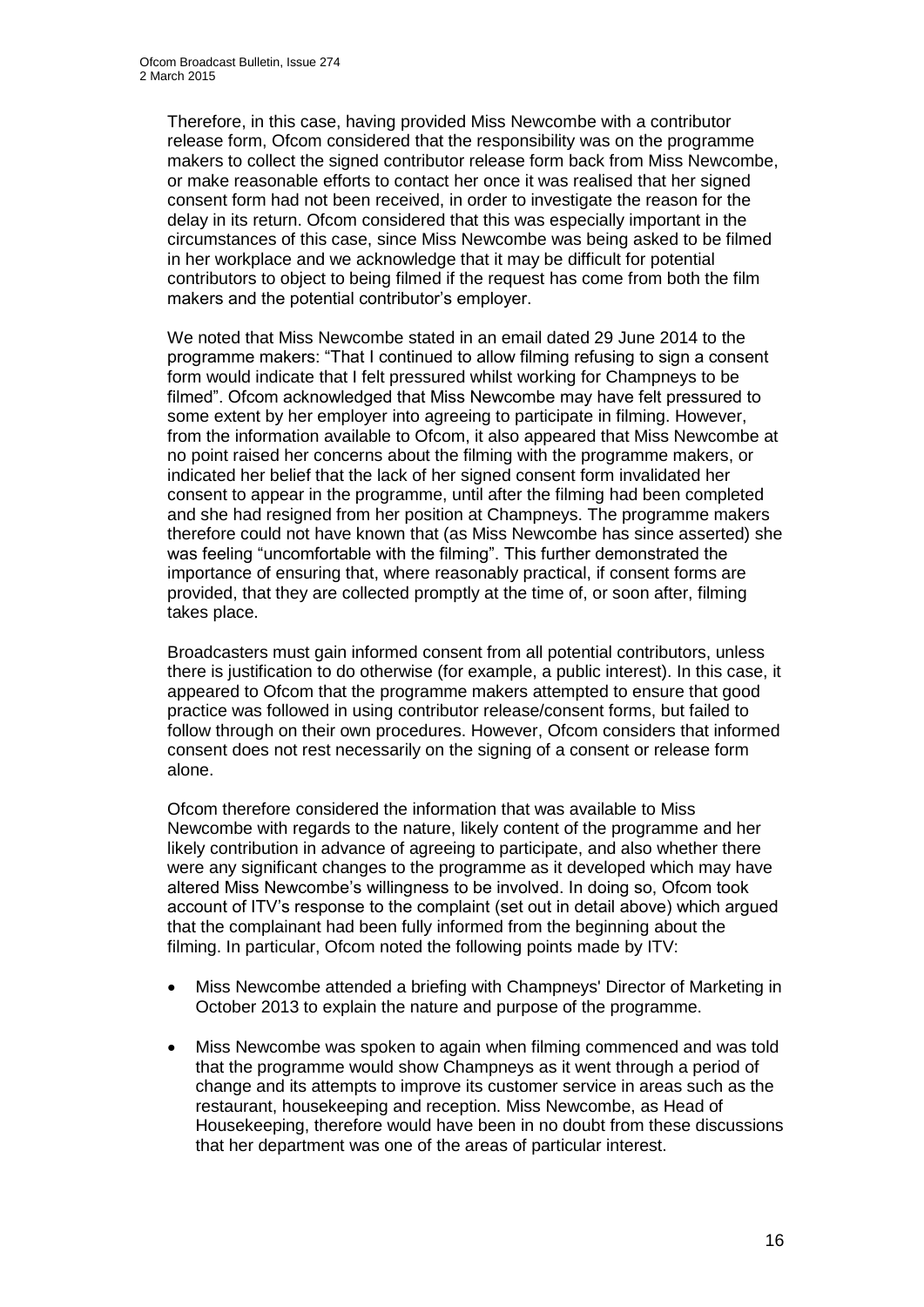Therefore, in this case, having provided Miss Newcombe with a contributor release form, Ofcom considered that the responsibility was on the programme makers to collect the signed contributor release form back from Miss Newcombe, or make reasonable efforts to contact her once it was realised that her signed consent form had not been received, in order to investigate the reason for the delay in its return. Ofcom considered that this was especially important in the circumstances of this case, since Miss Newcombe was being asked to be filmed in her workplace and we acknowledge that it may be difficult for potential contributors to object to being filmed if the request has come from both the film makers and the potential contributor's employer.

We noted that Miss Newcombe stated in an email dated 29 June 2014 to the programme makers: "That I continued to allow filming refusing to sign a consent form would indicate that I felt pressured whilst working for Champneys to be filmed". Ofcom acknowledged that Miss Newcombe may have felt pressured to some extent by her employer into agreeing to participate in filming. However, from the information available to Ofcom, it also appeared that Miss Newcombe at no point raised her concerns about the filming with the programme makers, or indicated her belief that the lack of her signed consent form invalidated her consent to appear in the programme, until after the filming had been completed and she had resigned from her position at Champneys. The programme makers therefore could not have known that (as Miss Newcombe has since asserted) she was feeling "uncomfortable with the filming". This further demonstrated the importance of ensuring that, where reasonably practical, if consent forms are provided, that they are collected promptly at the time of, or soon after, filming takes place.

Broadcasters must gain informed consent from all potential contributors, unless there is justification to do otherwise (for example, a public interest). In this case, it appeared to Ofcom that the programme makers attempted to ensure that good practice was followed in using contributor release/consent forms, but failed to follow through on their own procedures. However, Ofcom considers that informed consent does not rest necessarily on the signing of a consent or release form alone.

Ofcom therefore considered the information that was available to Miss Newcombe with regards to the nature, likely content of the programme and her likely contribution in advance of agreeing to participate, and also whether there were any significant changes to the programme as it developed which may have altered Miss Newcombe's willingness to be involved. In doing so, Ofcom took account of ITV's response to the complaint (set out in detail above) which argued that the complainant had been fully informed from the beginning about the filming. In particular, Ofcom noted the following points made by ITV:

- Miss Newcombe attended a briefing with Champneys' Director of Marketing in October 2013 to explain the nature and purpose of the programme.
- Miss Newcombe was spoken to again when filming commenced and was told that the programme would show Champneys as it went through a period of change and its attempts to improve its customer service in areas such as the restaurant, housekeeping and reception. Miss Newcombe, as Head of Housekeeping, therefore would have been in no doubt from these discussions that her department was one of the areas of particular interest.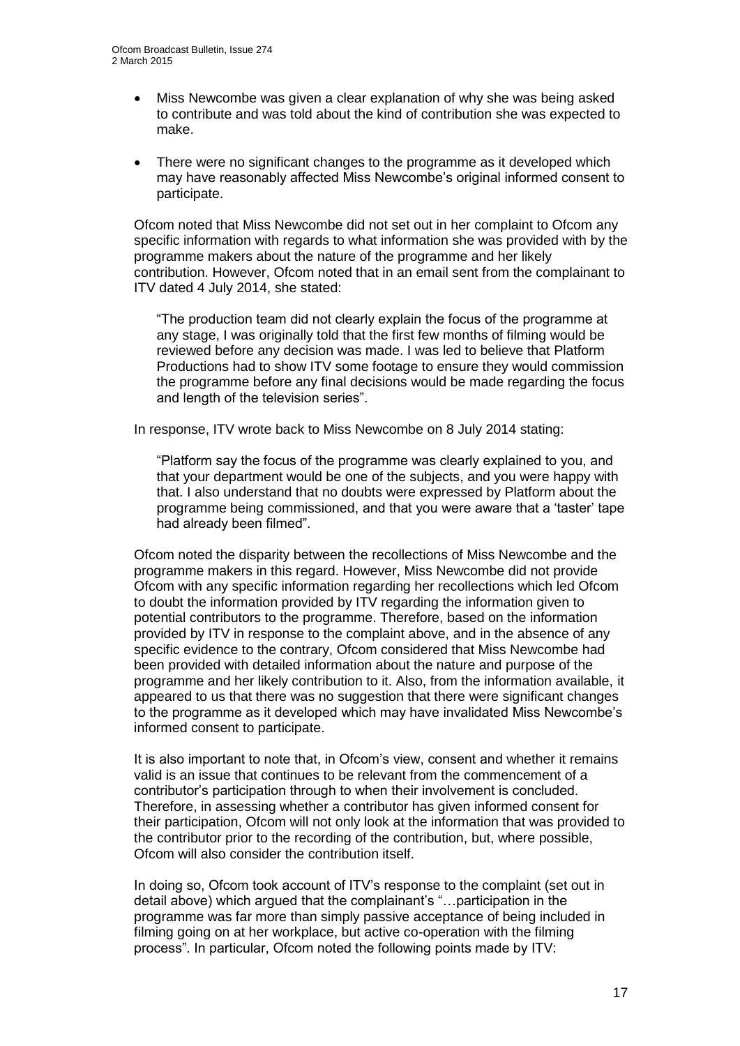- Miss Newcombe was given a clear explanation of why she was being asked to contribute and was told about the kind of contribution she was expected to make.

- There were no significant changes to the programme as it developed which may have reasonably affected Miss Newcombe's original informed consent to participate.

Ofcom noted that Miss Newcombe did not set out in her complaint to Ofcom any specific information with regards to what information she was provided with by the programme makers about the nature of the programme and her likely contribution. However, Ofcom noted that in an email sent from the complainant to ITV dated 4 July 2014, she stated:

> "The production team did not clearly explain the focus of the programme at any stage, I was originally told that the first few months of filming would be reviewed before any decision was made. I was led to believe that Platform Productions had to show ITV some footage to ensure they would commission the programme before any final decisions would be made regarding the focus and length of the television series".

In response, ITV wrote back to Miss Newcombe on 8 July 2014 stating:

> "Platform say the focus of the programme was clearly explained to you, and that your department would be one of the subjects, and you were happy with that. I also understand that no doubts were expressed by Platform about the programme being commissioned, and that you were aware that a 'taster' tape had already been filmed".

Ofcom noted the disparity between the recollections of Miss Newcombe and the programme makers in this regard. However, Miss Newcombe did not provide Ofcom with any specific information regarding her recollections which led Ofcom to doubt the information provided by ITV regarding the information given to potential contributors to the programme. Therefore, based on the information provided by ITV in response to the complaint above, and in the absence of any specific evidence to the contrary, Ofcom considered that Miss Newcombe had been provided with detailed information about the nature and purpose of the programme and her likely contribution to it. Also, from the information available, it appeared to us that there was no suggestion that there were significant changes to the programme as it developed which may have invalidated Miss Newcombe's informed consent to participate.

It is also important to note that, in Ofcom's view, consent and whether it remains valid is an issue that continues to be relevant from the commencement of a contributor's participation through to when their involvement is concluded. Therefore, in assessing whether a contributor has given informed consent for their participation, Ofcom will not only look at the information that was provided to the contributor prior to the recording of the contribution, but, where possible, Ofcom will also consider the contribution itself.

In doing so, Ofcom took account of ITV's response to the complaint (set out in detail above) which argued that the complainant's "…participation in the programme was far more than simply passive acceptance of being included in filming going on at her workplace, but active co-operation with the filming process". In particular, Ofcom noted the following points made by ITV: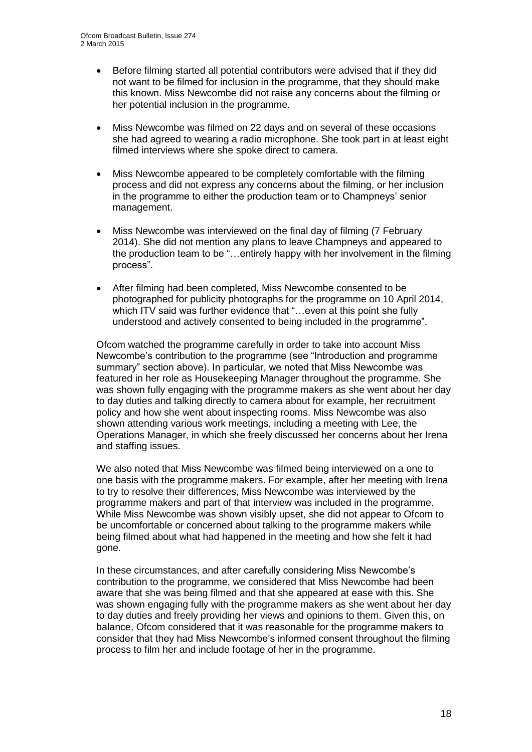- Before filming started all potential contributors were advised that if they did not want to be filmed for inclusion in the programme, that they should make this known. Miss Newcombe did not raise any concerns about the filming or her potential inclusion in the programme.

- Miss Newcombe was filmed on 22 days and on several of these occasions she had agreed to wearing a radio microphone. She took part in at least eight filmed interviews where she spoke direct to camera.

- Miss Newcombe appeared to be completely comfortable with the filming process and did not express any concerns about the filming, or her inclusion in the programme to either the production team or to Champneys' senior management.

- Miss Newcombe was interviewed on the final day of filming (7 February 2014). She did not mention any plans to leave Champneys and appeared to the production team to be "…entirely happy with her involvement in the filming process".

- After filming had been completed, Miss Newcombe consented to be photographed for publicity photographs for the programme on 10 April 2014, which ITV said was further evidence that "…even at this point she fully understood and actively consented to being included in the programme".

Ofcom watched the programme carefully in order to take into account Miss Newcombe's contribution to the programme (see "Introduction and programme summary" section above). In particular, we noted that Miss Newcombe was featured in her role as Housekeeping Manager throughout the programme. She was shown fully engaging with the programme makers as she went about her day to day duties and talking directly to camera about for example, her recruitment policy and how she went about inspecting rooms. Miss Newcombe was also shown attending various work meetings, including a meeting with Lee, the Operations Manager, in which she freely discussed her concerns about her Irena and staffing issues.

We also noted that Miss Newcombe was filmed being interviewed on a one to one basis with the programme makers. For example, after her meeting with Irena to try to resolve their differences, Miss Newcombe was interviewed by the programme makers and part of that interview was included in the programme. While Miss Newcombe was shown visibly upset, she did not appear to Ofcom to be uncomfortable or concerned about talking to the programme makers while being filmed about what had happened in the meeting and how she felt it had gone.

In these circumstances, and after carefully considering Miss Newcombe's contribution to the programme, we considered that Miss Newcombe had been aware that she was being filmed and that she appeared at ease with this. She was shown engaging fully with the programme makers as she went about her day to day duties and freely providing her views and opinions to them. Given this, on balance, Ofcom considered that it was reasonable for the programme makers to consider that they had Miss Newcombe's informed consent throughout the filming process to film her and include footage of her in the programme.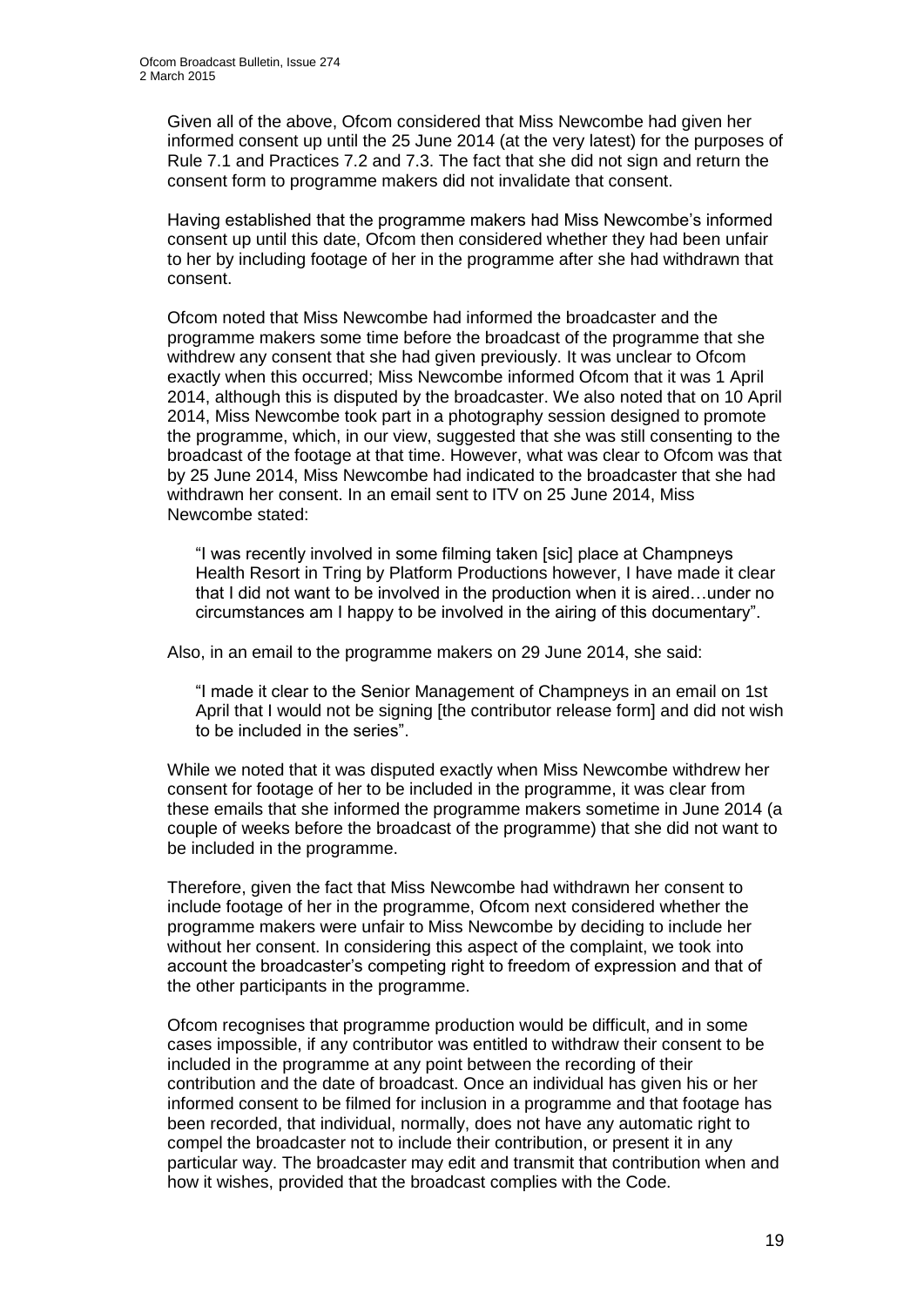Given all of the above, Ofcom considered that Miss Newcombe had given her informed consent up until the 25 June 2014 (at the very latest) for the purposes of Rule 7.1 and Practices 7.2 and 7.3. The fact that she did not sign and return the consent form to programme makers did not invalidate that consent.

Having established that the programme makers had Miss Newcombe's informed consent up until this date, Ofcom then considered whether they had been unfair to her by including footage of her in the programme after she had withdrawn that consent.

Ofcom noted that Miss Newcombe had informed the broadcaster and the programme makers some time before the broadcast of the programme that she withdrew any consent that she had given previously. It was unclear to Ofcom exactly when this occurred; Miss Newcombe informed Ofcom that it was 1 April 2014, although this is disputed by the broadcaster. We also noted that on 10 April 2014, Miss Newcombe took part in a photography session designed to promote the programme, which, in our view, suggested that she was still consenting to the broadcast of the footage at that time. However, what was clear to Ofcom was that by 25 June 2014, Miss Newcombe had indicated to the broadcaster that she had withdrawn her consent. In an email sent to ITV on 25 June 2014, Miss Newcombe stated:

> "I was recently involved in some filming taken [sic] place at Champneys Health Resort in Tring by Platform Productions however, I have made it clear that I did not want to be involved in the production when it is aired…under no circumstances am I happy to be involved in the airing of this documentary".

Also, in an email to the programme makers on 29 June 2014, she said:

> "I made it clear to the Senior Management of Champneys in an email on 1st April that I would not be signing [the contributor release form] and did not wish to be included in the series".

While we noted that it was disputed exactly when Miss Newcombe withdrew her consent for footage of her to be included in the programme, it was clear from these emails that she informed the programme makers sometime in June 2014 (a couple of weeks before the broadcast of the programme) that she did not want to be included in the programme.

Therefore, given the fact that Miss Newcombe had withdrawn her consent to include footage of her in the programme, Ofcom next considered whether the programme makers were unfair to Miss Newcombe by deciding to include her without her consent. In considering this aspect of the complaint, we took into account the broadcaster's competing right to freedom of expression and that of the other participants in the programme.

Ofcom recognises that programme production would be difficult, and in some cases impossible, if any contributor was entitled to withdraw their consent to be included in the programme at any point between the recording of their contribution and the date of broadcast. Once an individual has given his or her informed consent to be filmed for inclusion in a programme and that footage has been recorded, that individual, normally, does not have any automatic right to compel the broadcaster not to include their contribution, or present it in any particular way. The broadcaster may edit and transmit that contribution when and how it wishes, provided that the broadcast complies with the Code.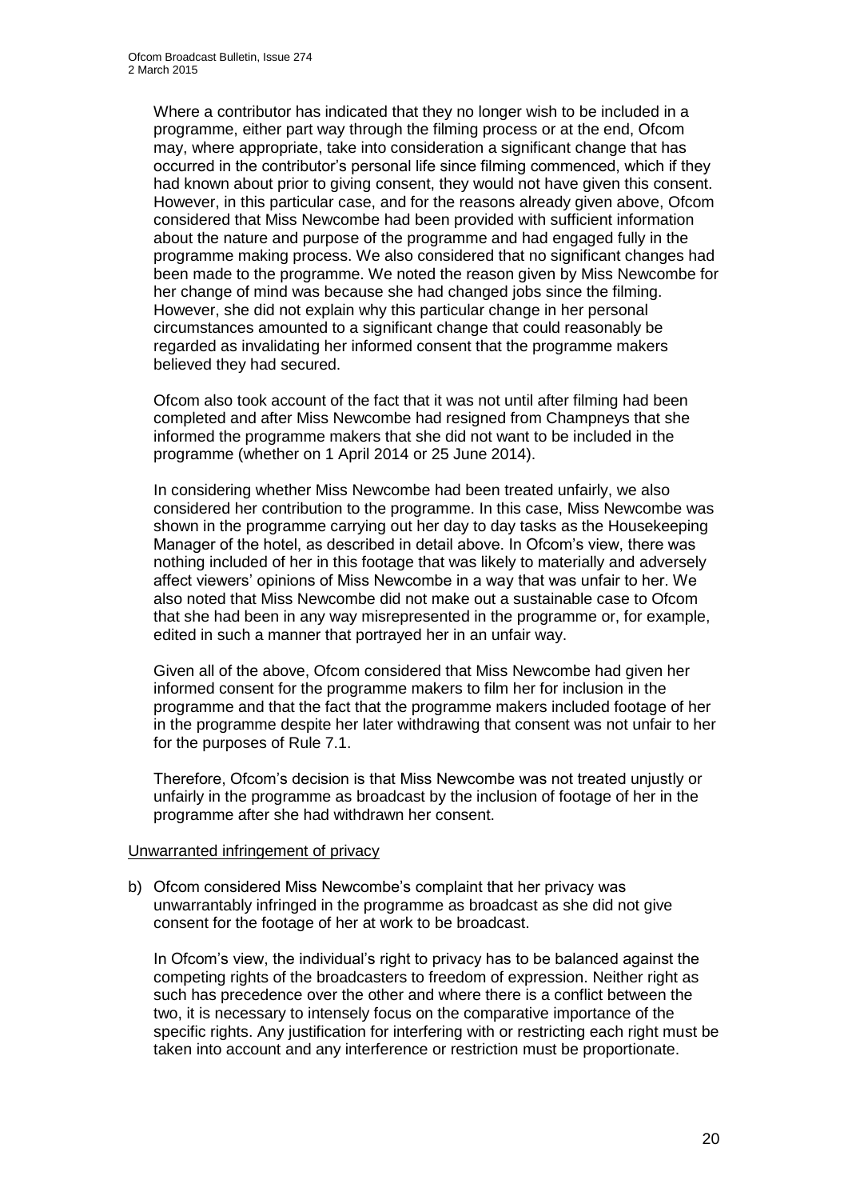Where a contributor has indicated that they no longer wish to be included in a programme, either part way through the filming process or at the end, Ofcom may, where appropriate, take into consideration a significant change that has occurred in the contributor's personal life since filming commenced, which if they had known about prior to giving consent, they would not have given this consent. However, in this particular case, and for the reasons already given above, Ofcom considered that Miss Newcombe had been provided with sufficient information about the nature and purpose of the programme and had engaged fully in the programme making process. We also considered that no significant changes had been made to the programme. We noted the reason given by Miss Newcombe for her change of mind was because she had changed jobs since the filming. However, she did not explain why this particular change in her personal circumstances amounted to a significant change that could reasonably be regarded as invalidating her informed consent that the programme makers believed they had secured.

Ofcom also took account of the fact that it was not until after filming had been completed and after Miss Newcombe had resigned from Champneys that she informed the programme makers that she did not want to be included in the programme (whether on 1 April 2014 or 25 June 2014).

In considering whether Miss Newcombe had been treated unfairly, we also considered her contribution to the programme. In this case, Miss Newcombe was shown in the programme carrying out her day to day tasks as the Housekeeping Manager of the hotel, as described in detail above. In Ofcom's view, there was nothing included of her in this footage that was likely to materially and adversely affect viewers' opinions of Miss Newcombe in a way that was unfair to her. We also noted that Miss Newcombe did not make out a sustainable case to Ofcom that she had been in any way misrepresented in the programme or, for example, edited in such a manner that portrayed her in an unfair way.

Given all of the above, Ofcom considered that Miss Newcombe had given her informed consent for the programme makers to film her for inclusion in the programme and that the fact that the programme makers included footage of her in the programme despite her later withdrawing that consent was not unfair to her for the purposes of Rule 7.1.

Therefore, Ofcom's decision is that Miss Newcombe was not treated unjustly or unfairly in the programme as broadcast by the inclusion of footage of her in the programme after she had withdrawn her consent.

Unwarranted infringement of privacy

b) Ofcom considered Miss Newcombe's complaint that her privacy was unwarrantably infringed in the programme as broadcast as she did not give consent for the footage of her at work to be broadcast.

In Ofcom's view, the individual's right to privacy has to be balanced against the competing rights of the broadcasters to freedom of expression. Neither right as such has precedence over the other and where there is a conflict between the two, it is necessary to intensely focus on the comparative importance of the specific rights. Any justification for interfering with or restricting each right must be taken into account and any interference or restriction must be proportionate.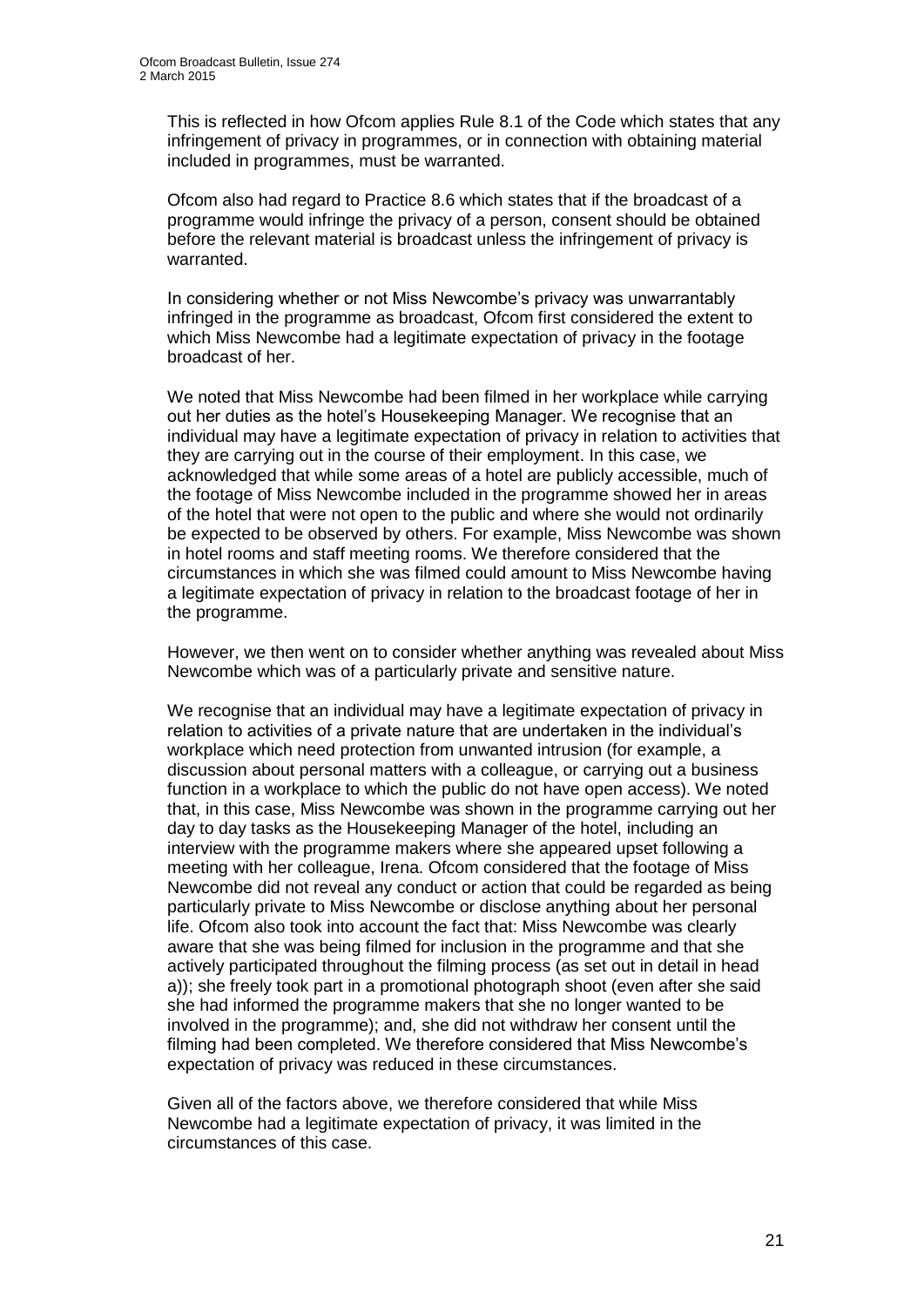This is reflected in how Ofcom applies Rule 8.1 of the Code which states that any infringement of privacy in programmes, or in connection with obtaining material included in programmes, must be warranted.

Ofcom also had regard to Practice 8.6 which states that if the broadcast of a programme would infringe the privacy of a person, consent should be obtained before the relevant material is broadcast unless the infringement of privacy is warranted.

In considering whether or not Miss Newcombe's privacy was unwarrantably infringed in the programme as broadcast, Ofcom first considered the extent to which Miss Newcombe had a legitimate expectation of privacy in the footage broadcast of her.

We noted that Miss Newcombe had been filmed in her workplace while carrying out her duties as the hotel's Housekeeping Manager. We recognise that an individual may have a legitimate expectation of privacy in relation to activities that they are carrying out in the course of their employment. In this case, we acknowledged that while some areas of a hotel are publicly accessible, much of the footage of Miss Newcombe included in the programme showed her in areas of the hotel that were not open to the public and where she would not ordinarily be expected to be observed by others. For example, Miss Newcombe was shown in hotel rooms and staff meeting rooms. We therefore considered that the circumstances in which she was filmed could amount to Miss Newcombe having a legitimate expectation of privacy in relation to the broadcast footage of her in the programme.

However, we then went on to consider whether anything was revealed about Miss Newcombe which was of a particularly private and sensitive nature.

We recognise that an individual may have a legitimate expectation of privacy in relation to activities of a private nature that are undertaken in the individual's workplace which need protection from unwanted intrusion (for example, a discussion about personal matters with a colleague, or carrying out a business function in a workplace to which the public do not have open access). We noted that, in this case, Miss Newcombe was shown in the programme carrying out her day to day tasks as the Housekeeping Manager of the hotel, including an interview with the programme makers where she appeared upset following a meeting with her colleague, Irena. Ofcom considered that the footage of Miss Newcombe did not reveal any conduct or action that could be regarded as being particularly private to Miss Newcombe or disclose anything about her personal life. Ofcom also took into account the fact that: Miss Newcombe was clearly aware that she was being filmed for inclusion in the programme and that she actively participated throughout the filming process (as set out in detail in head a)); she freely took part in a promotional photograph shoot (even after she said she had informed the programme makers that she no longer wanted to be involved in the programme); and, she did not withdraw her consent until the filming had been completed. We therefore considered that Miss Newcombe's expectation of privacy was reduced in these circumstances.

Given all of the factors above, we therefore considered that while Miss Newcombe had a legitimate expectation of privacy, it was limited in the circumstances of this case.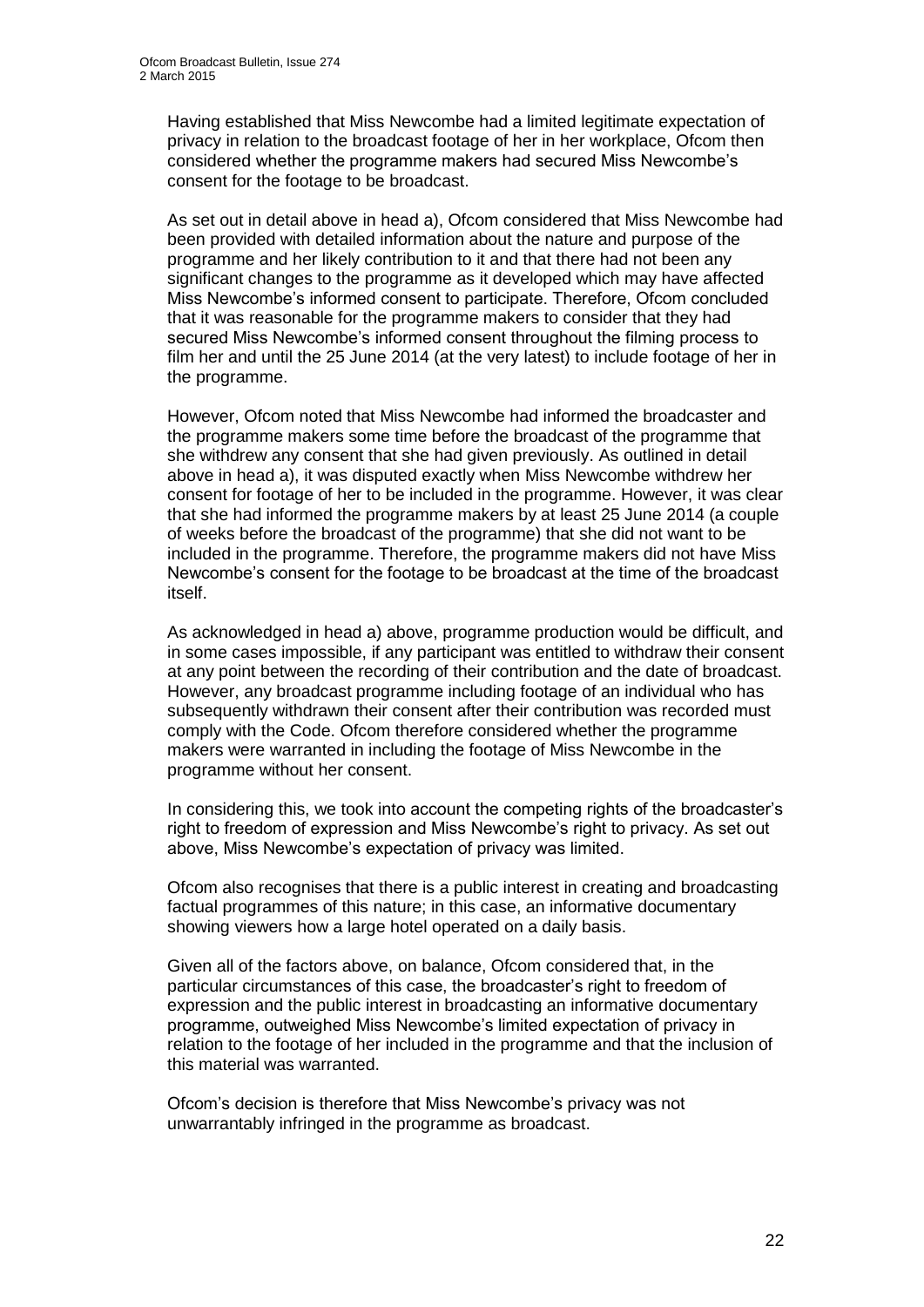Having established that Miss Newcombe had a limited legitimate expectation of privacy in relation to the broadcast footage of her in her workplace, Ofcom then considered whether the programme makers had secured Miss Newcombe's consent for the footage to be broadcast.

As set out in detail above in head a), Ofcom considered that Miss Newcombe had been provided with detailed information about the nature and purpose of the programme and her likely contribution to it and that there had not been any significant changes to the programme as it developed which may have affected Miss Newcombe's informed consent to participate. Therefore, Ofcom concluded that it was reasonable for the programme makers to consider that they had secured Miss Newcombe's informed consent throughout the filming process to film her and until the 25 June 2014 (at the very latest) to include footage of her in the programme.

However, Ofcom noted that Miss Newcombe had informed the broadcaster and the programme makers some time before the broadcast of the programme that she withdrew any consent that she had given previously. As outlined in detail above in head a), it was disputed exactly when Miss Newcombe withdrew her consent for footage of her to be included in the programme. However, it was clear that she had informed the programme makers by at least 25 June 2014 (a couple of weeks before the broadcast of the programme) that she did not want to be included in the programme. Therefore, the programme makers did not have Miss Newcombe's consent for the footage to be broadcast at the time of the broadcast itself.

As acknowledged in head a) above, programme production would be difficult, and in some cases impossible, if any participant was entitled to withdraw their consent at any point between the recording of their contribution and the date of broadcast. However, any broadcast programme including footage of an individual who has subsequently withdrawn their consent after their contribution was recorded must comply with the Code. Ofcom therefore considered whether the programme makers were warranted in including the footage of Miss Newcombe in the programme without her consent.

In considering this, we took into account the competing rights of the broadcaster's right to freedom of expression and Miss Newcombe's right to privacy. As set out above, Miss Newcombe's expectation of privacy was limited.

Ofcom also recognises that there is a public interest in creating and broadcasting factual programmes of this nature; in this case, an informative documentary showing viewers how a large hotel operated on a daily basis.

Given all of the factors above, on balance, Ofcom considered that, in the particular circumstances of this case, the broadcaster's right to freedom of expression and the public interest in broadcasting an informative documentary programme, outweighed Miss Newcombe's limited expectation of privacy in relation to the footage of her included in the programme and that the inclusion of this material was warranted.

Ofcom's decision is therefore that Miss Newcombe's privacy was not unwarrantably infringed in the programme as broadcast.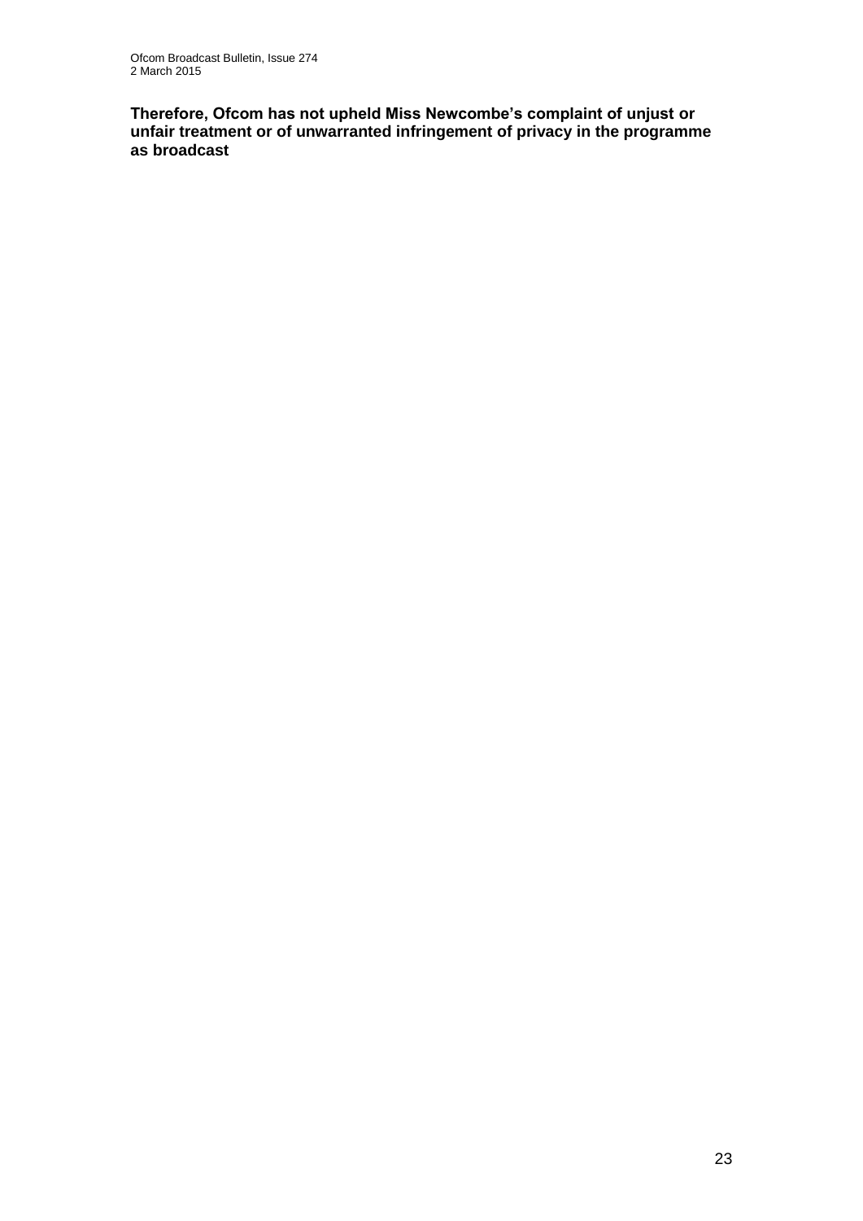**Therefore, Ofcom has not upheld Miss Newcombe's complaint of unjust or unfair treatment or of unwarranted infringement of privacy in the programme as broadcast**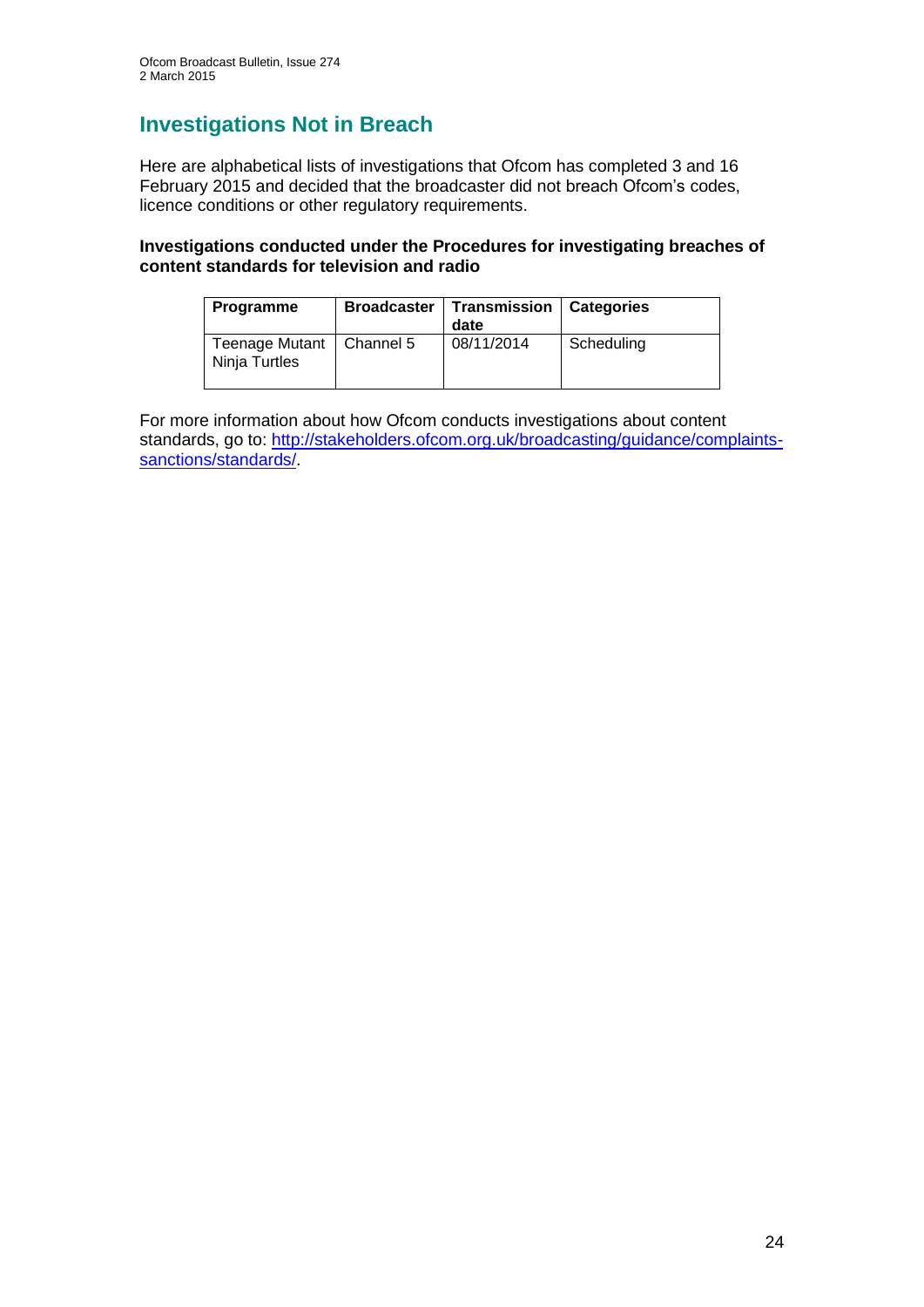## Investigations Not in Breach

Here are alphabetical lists of investigations that Ofcom has completed 3 and 16 February 2015 and decided that the broadcaster did not breach Ofcom's codes, licence conditions or other regulatory requirements.

**Investigations conducted under the Procedures for investigating breaches of content standards for television and radio**

| Programme | Broadcaster | Transmission date | Categories |
|---|---|---|---|
| Teenage Mutant Ninja Turtles | Channel 5 | 08/11/2014 | Scheduling |

For more information about how Ofcom conducts investigations about content standards, go to: [http://stakeholders.ofcom.org.uk/broadcasting/guidance/complaints-sanctions/standards/](http://stakeholders.ofcom.org.uk/broadcasting/guidance/complaints-sanctions/standards/).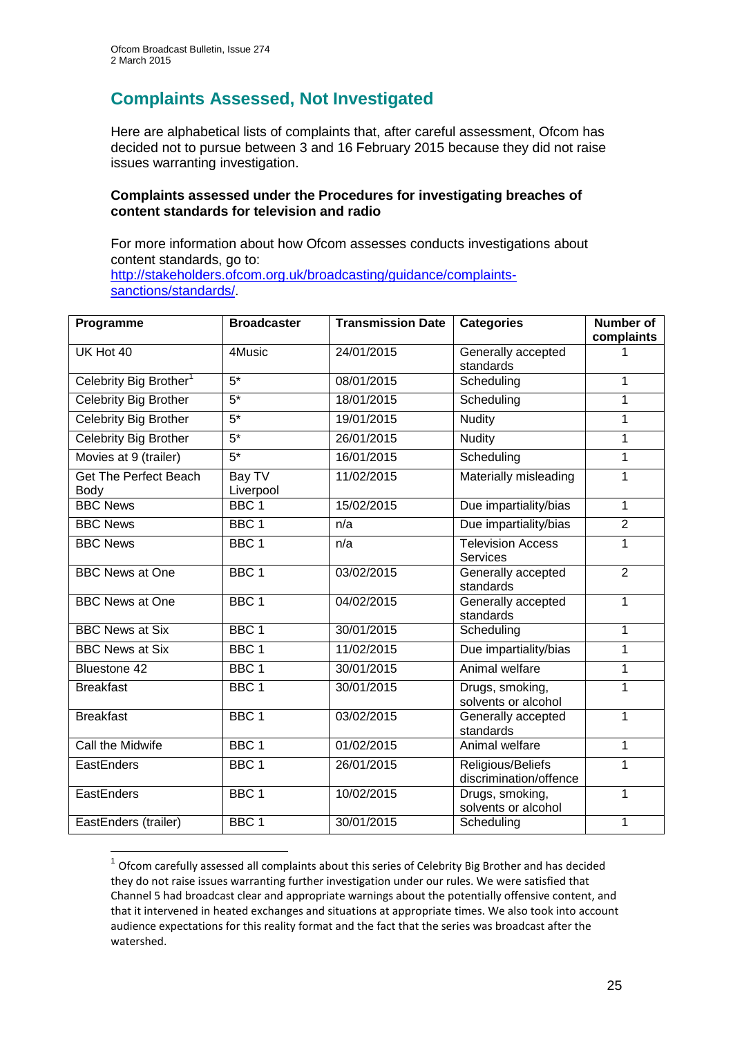## Complaints Assessed, Not Investigated

Here are alphabetical lists of complaints that, after careful assessment, Ofcom has decided not to pursue between 3 and 16 February 2015 because they did not raise issues warranting investigation.

**Complaints assessed under the Procedures for investigating breaches of content standards for television and radio**

For more information about how Ofcom assesses conducts investigations about content standards, go to: [http://stakeholders.ofcom.org.uk/broadcasting/guidance/complaints-sanctions/standards/](http://stakeholders.ofcom.org.uk/broadcasting/guidance/complaints-sanctions/standards/).

| Programme | Broadcaster | Transmission Date | Categories | Number of complaints |
|---|---|---|---|---|
| UK Hot 40 | 4Music | 24/01/2015 | Generally accepted standards | 1 |
| Celebrity Big Brother[1] | 5* | 08/01/2015 | Scheduling | 1 |
| Celebrity Big Brother | 5* | 18/01/2015 | Scheduling | 1 |
| Celebrity Big Brother | 5* | 19/01/2015 | Nudity | 1 |
| Celebrity Big Brother | 5* | 26/01/2015 | Nudity | 1 |
| Movies at 9 (trailer) | 5* | 16/01/2015 | Scheduling | 1 |
| Get The Perfect Beach Body | Bay TV Liverpool | 11/02/2015 | Materially misleading | 1 |
| BBC News | BBC 1 | 15/02/2015 | Due impartiality/bias | 1 |
| BBC News | BBC 1 | n/a | Due impartiality/bias | 2 |
| BBC News | BBC 1 | n/a | Television Access Services | 1 |
| BBC News at One | BBC 1 | 03/02/2015 | Generally accepted standards | 2 |
| BBC News at One | BBC 1 | 04/02/2015 | Generally accepted standards | 1 |
| BBC News at Six | BBC 1 | 30/01/2015 | Scheduling | 1 |
| BBC News at Six | BBC 1 | 11/02/2015 | Due impartiality/bias | 1 |
| Bluestone 42 | BBC 1 | 30/01/2015 | Animal welfare | 1 |
| Breakfast | BBC 1 | 30/01/2015 | Drugs, smoking, solvents or alcohol | 1 |
| Breakfast | BBC 1 | 03/02/2015 | Generally accepted standards | 1 |
| Call the Midwife | BBC 1 | 01/02/2015 | Animal welfare | 1 |
| EastEnders | BBC 1 | 26/01/2015 | Religious/Beliefs discrimination/offence | 1 |
| EastEnders | BBC 1 | 10/02/2015 | Drugs, smoking, solvents or alcohol | 1 |
| EastEnders (trailer) | BBC 1 | 30/01/2015 | Scheduling | 1 |

[1] Ofcom carefully assessed all complaints about this series of Celebrity Big Brother and has decided they do not raise issues warranting further investigation under our rules. We were satisfied that Channel 5 had broadcast clear and appropriate warnings about the potentially offensive content, and that it intervened in heated exchanges and situations at appropriate times. We also took into account audience expectations for this reality format and the fact that the series was broadcast after the watershed.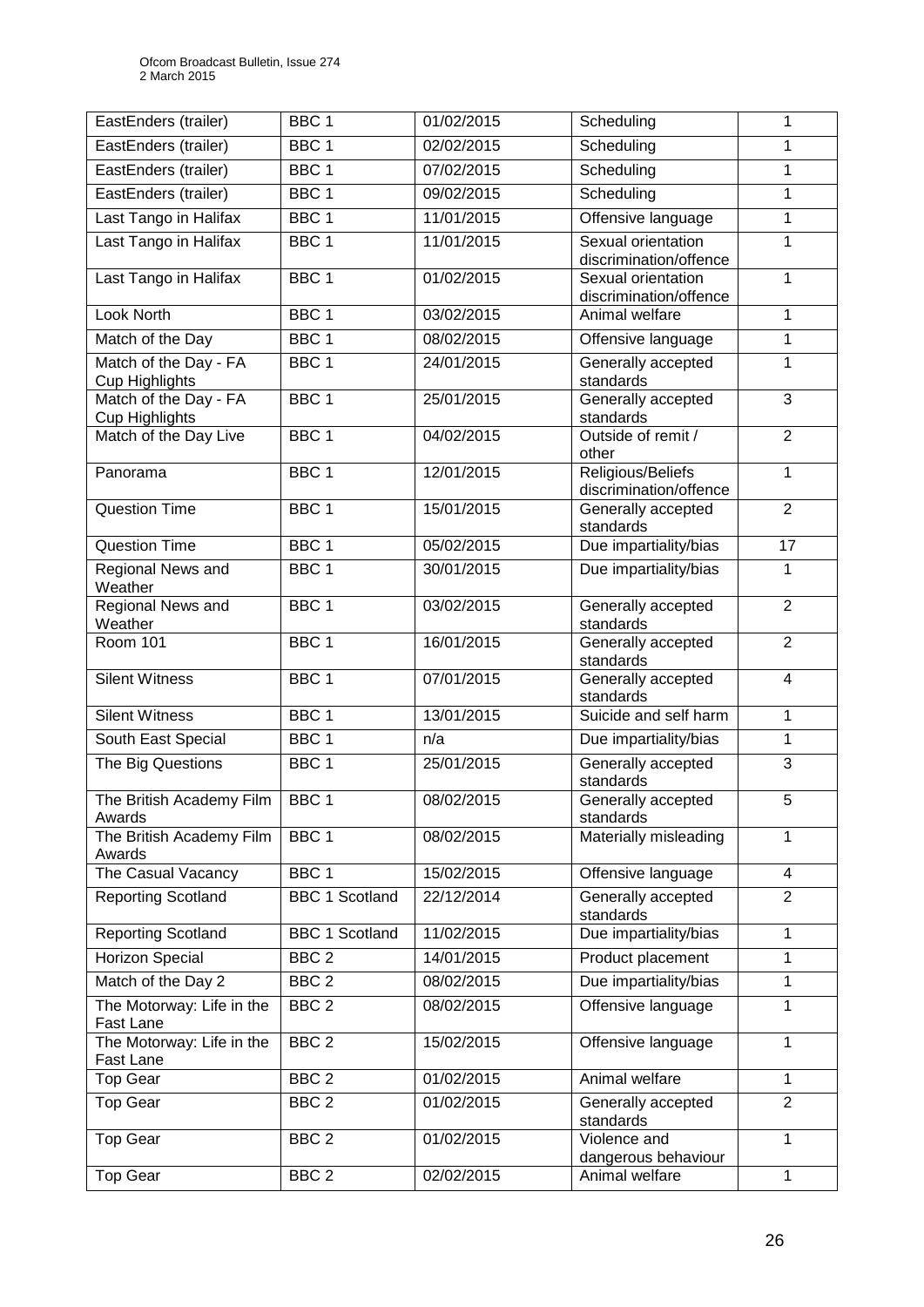| EastEnders (trailer) | BBC 1 | 01/02/2015 | Scheduling | 1 |
|---|---|---|---|---|
| EastEnders (trailer) | BBC 1 | 02/02/2015 | Scheduling | 1 |
| EastEnders (trailer) | BBC 1 | 07/02/2015 | Scheduling | 1 |
| EastEnders (trailer) | BBC 1 | 09/02/2015 | Scheduling | 1 |
| Last Tango in Halifax | BBC 1 | 11/01/2015 | Offensive language | 1 |
| Last Tango in Halifax | BBC 1 | 11/01/2015 | Sexual orientation discrimination/offence | 1 |
| Last Tango in Halifax | BBC 1 | 01/02/2015 | Sexual orientation discrimination/offence | 1 |
| Look North | BBC 1 | 03/02/2015 | Animal welfare | 1 |
| Match of the Day | BBC 1 | 08/02/2015 | Offensive language | 1 |
| Match of the Day - FA Cup Highlights | BBC 1 | 24/01/2015 | Generally accepted standards | 1 |
| Match of the Day - FA Cup Highlights | BBC 1 | 25/01/2015 | Generally accepted standards | 3 |
| Match of the Day Live | BBC 1 | 04/02/2015 | Outside of remit / other | 2 |
| Panorama | BBC 1 | 12/01/2015 | Religious/Beliefs discrimination/offence | 1 |
| Question Time | BBC 1 | 15/01/2015 | Generally accepted standards | 2 |
| Question Time | BBC 1 | 05/02/2015 | Due impartiality/bias | 17 |
| Regional News and Weather | BBC 1 | 30/01/2015 | Due impartiality/bias | 1 |
| Regional News and Weather | BBC 1 | 03/02/2015 | Generally accepted standards | 2 |
| Room 101 | BBC 1 | 16/01/2015 | Generally accepted standards | 2 |
| Silent Witness | BBC 1 | 07/01/2015 | Generally accepted standards | 4 |
| Silent Witness | BBC 1 | 13/01/2015 | Suicide and self harm | 1 |
| South East Special | BBC 1 | n/a | Due impartiality/bias | 1 |
| The Big Questions | BBC 1 | 25/01/2015 | Generally accepted standards | 3 |
| The British Academy Film Awards | BBC 1 | 08/02/2015 | Generally accepted standards | 5 |
| The British Academy Film Awards | BBC 1 | 08/02/2015 | Materially misleading | 1 |
| The Casual Vacancy | BBC 1 | 15/02/2015 | Offensive language | 4 |
| Reporting Scotland | BBC 1 Scotland | 22/12/2014 | Generally accepted standards | 2 |
| Reporting Scotland | BBC 1 Scotland | 11/02/2015 | Due impartiality/bias | 1 |
| Horizon Special | BBC 2 | 14/01/2015 | Product placement | 1 |
| Match of the Day 2 | BBC 2 | 08/02/2015 | Due impartiality/bias | 1 |
| The Motorway: Life in the Fast Lane | BBC 2 | 08/02/2015 | Offensive language | 1 |
| The Motorway: Life in the Fast Lane | BBC 2 | 15/02/2015 | Offensive language | 1 |
| Top Gear | BBC 2 | 01/02/2015 | Animal welfare | 1 |
| Top Gear | BBC 2 | 01/02/2015 | Generally accepted standards | 2 |
| Top Gear | BBC 2 | 01/02/2015 | Violence and dangerous behaviour | 1 |
| Top Gear | BBC 2 | 02/02/2015 | Animal welfare | 1 |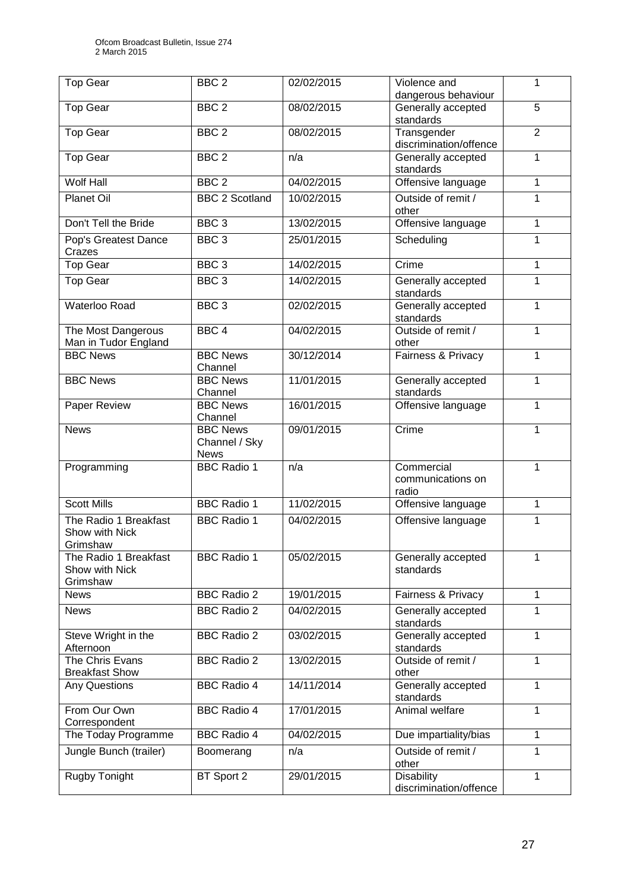| Top Gear | BBC 2 | 02/02/2015 | Violence and dangerous behaviour | 1 |
|---|---|---|---|---|
| Top Gear | BBC 2 | 08/02/2015 | Generally accepted standards | 5 |
| Top Gear | BBC 2 | 08/02/2015 | Transgender discrimination/offence | 2 |
| Top Gear | BBC 2 | n/a | Generally accepted standards | 1 |
| Wolf Hall | BBC 2 | 04/02/2015 | Offensive language | 1 |
| Planet Oil | BBC 2 Scotland | 10/02/2015 | Outside of remit / other | 1 |
| Don't Tell the Bride | BBC 3 | 13/02/2015 | Offensive language | 1 |
| Pop's Greatest Dance Crazes | BBC 3 | 25/01/2015 | Scheduling | 1 |
| Top Gear | BBC 3 | 14/02/2015 | Crime | 1 |
| Top Gear | BBC 3 | 14/02/2015 | Generally accepted standards | 1 |
| Waterloo Road | BBC 3 | 02/02/2015 | Generally accepted standards | 1 |
| The Most Dangerous Man in Tudor England | BBC 4 | 04/02/2015 | Outside of remit / other | 1 |
| BBC News | BBC News Channel | 30/12/2014 | Fairness & Privacy | 1 |
| BBC News | BBC News Channel | 11/01/2015 | Generally accepted standards | 1 |
| Paper Review | BBC News Channel | 16/01/2015 | Offensive language | 1 |
| News | BBC News Channel / Sky News | 09/01/2015 | Crime | 1 |
| Programming | BBC Radio 1 | n/a | Commercial communications on radio | 1 |
| Scott Mills | BBC Radio 1 | 11/02/2015 | Offensive language | 1 |
| The Radio 1 Breakfast Show with Nick Grimshaw | BBC Radio 1 | 04/02/2015 | Offensive language | 1 |
| The Radio 1 Breakfast Show with Nick Grimshaw | BBC Radio 1 | 05/02/2015 | Generally accepted standards | 1 |
| News | BBC Radio 2 | 19/01/2015 | Fairness & Privacy | 1 |
| News | BBC Radio 2 | 04/02/2015 | Generally accepted standards | 1 |
| Steve Wright in the Afternoon | BBC Radio 2 | 03/02/2015 | Generally accepted standards | 1 |
| The Chris Evans Breakfast Show | BBC Radio 2 | 13/02/2015 | Outside of remit / other | 1 |
| Any Questions | BBC Radio 4 | 14/11/2014 | Generally accepted standards | 1 |
| From Our Own Correspondent | BBC Radio 4 | 17/01/2015 | Animal welfare | 1 |
| The Today Programme | BBC Radio 4 | 04/02/2015 | Due impartiality/bias | 1 |
| Jungle Bunch (trailer) | Boomerang | n/a | Outside of remit / other | 1 |
| Rugby Tonight | BT Sport 2 | 29/01/2015 | Disability discrimination/offence | 1 |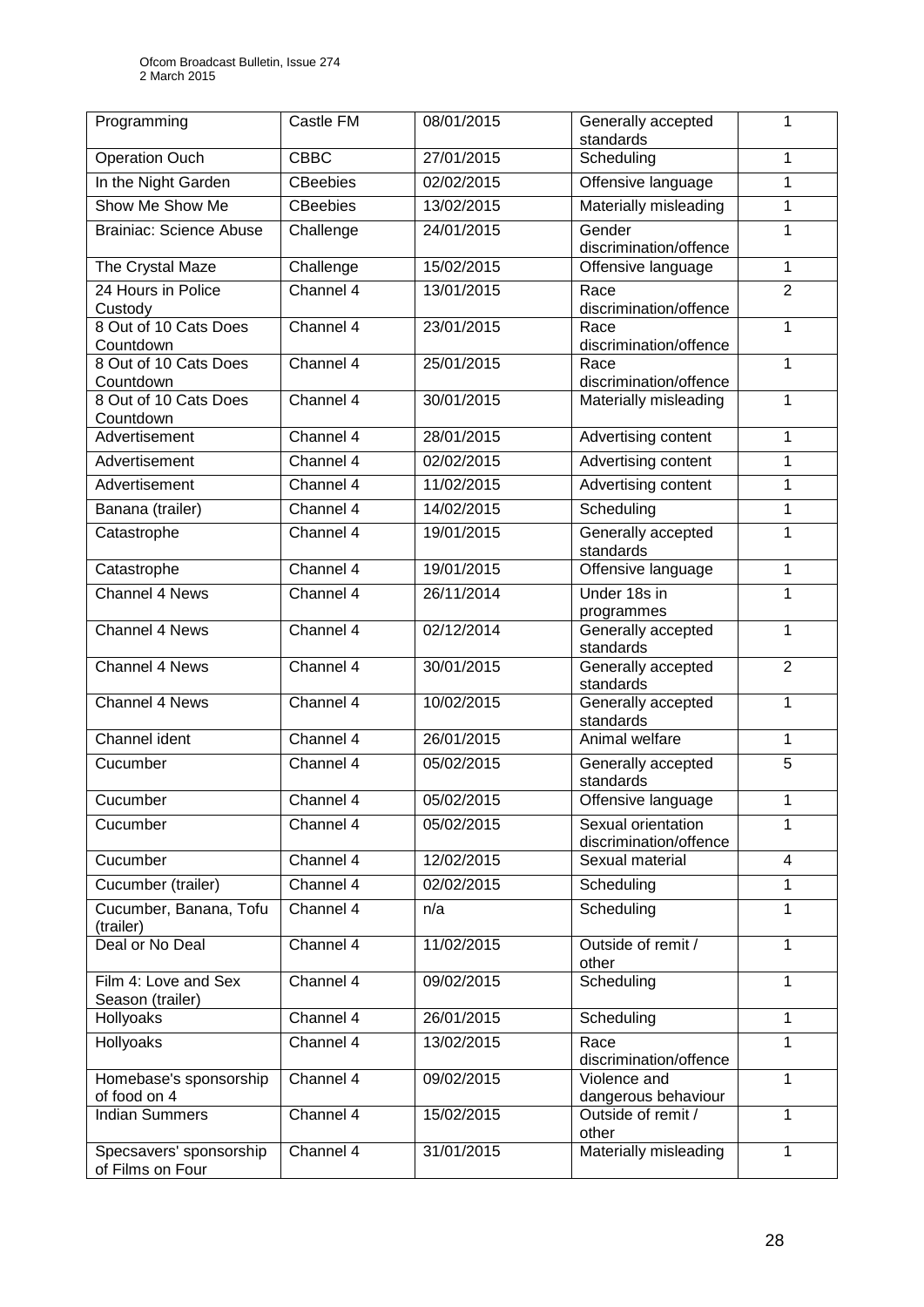| Programming | Castle FM | 08/01/2015 | Generally accepted standards | 1 |
|---|---|---|---|---|
| Operation Ouch | CBBC | 27/01/2015 | Scheduling | 1 |
| In the Night Garden | CBeebies | 02/02/2015 | Offensive language | 1 |
| Show Me Show Me | CBeebies | 13/02/2015 | Materially misleading | 1 |
| Brainiac: Science Abuse | Challenge | 24/01/2015 | Gender discrimination/offence | 1 |
| The Crystal Maze | Challenge | 15/02/2015 | Offensive language | 1 |
| 24 Hours in Police Custody | Channel 4 | 13/01/2015 | Race discrimination/offence | 2 |
| 8 Out of 10 Cats Does Countdown | Channel 4 | 23/01/2015 | Race discrimination/offence | 1 |
| 8 Out of 10 Cats Does Countdown | Channel 4 | 25/01/2015 | Race discrimination/offence | 1 |
| 8 Out of 10 Cats Does Countdown | Channel 4 | 30/01/2015 | Materially misleading | 1 |
| Advertisement | Channel 4 | 28/01/2015 | Advertising content | 1 |
| Advertisement | Channel 4 | 02/02/2015 | Advertising content | 1 |
| Advertisement | Channel 4 | 11/02/2015 | Advertising content | 1 |
| Banana (trailer) | Channel 4 | 14/02/2015 | Scheduling | 1 |
| Catastrophe | Channel 4 | 19/01/2015 | Generally accepted standards | 1 |
| Catastrophe | Channel 4 | 19/01/2015 | Offensive language | 1 |
| Channel 4 News | Channel 4 | 26/11/2014 | Under 18s in programmes | 1 |
| Channel 4 News | Channel 4 | 02/12/2014 | Generally accepted standards | 1 |
| Channel 4 News | Channel 4 | 30/01/2015 | Generally accepted standards | 2 |
| Channel 4 News | Channel 4 | 10/02/2015 | Generally accepted standards | 1 |
| Channel ident | Channel 4 | 26/01/2015 | Animal welfare | 1 |
| Cucumber | Channel 4 | 05/02/2015 | Generally accepted standards | 5 |
| Cucumber | Channel 4 | 05/02/2015 | Offensive language | 1 |
| Cucumber | Channel 4 | 05/02/2015 | Sexual orientation discrimination/offence | 1 |
| Cucumber | Channel 4 | 12/02/2015 | Sexual material | 4 |
| Cucumber (trailer) | Channel 4 | 02/02/2015 | Scheduling | 1 |
| Cucumber, Banana, Tofu (trailer) | Channel 4 | n/a | Scheduling | 1 |
| Deal or No Deal | Channel 4 | 11/02/2015 | Outside of remit / other | 1 |
| Film 4: Love and Sex Season (trailer) | Channel 4 | 09/02/2015 | Scheduling | 1 |
| Hollyoaks | Channel 4 | 26/01/2015 | Scheduling | 1 |
| Hollyoaks | Channel 4 | 13/02/2015 | Race discrimination/offence | 1 |
| Homebase's sponsorship of food on 4 | Channel 4 | 09/02/2015 | Violence and dangerous behaviour | 1 |
| Indian Summers | Channel 4 | 15/02/2015 | Outside of remit / other | 1 |
| Specsavers' sponsorship of Films on Four | Channel 4 | 31/01/2015 | Materially misleading | 1 |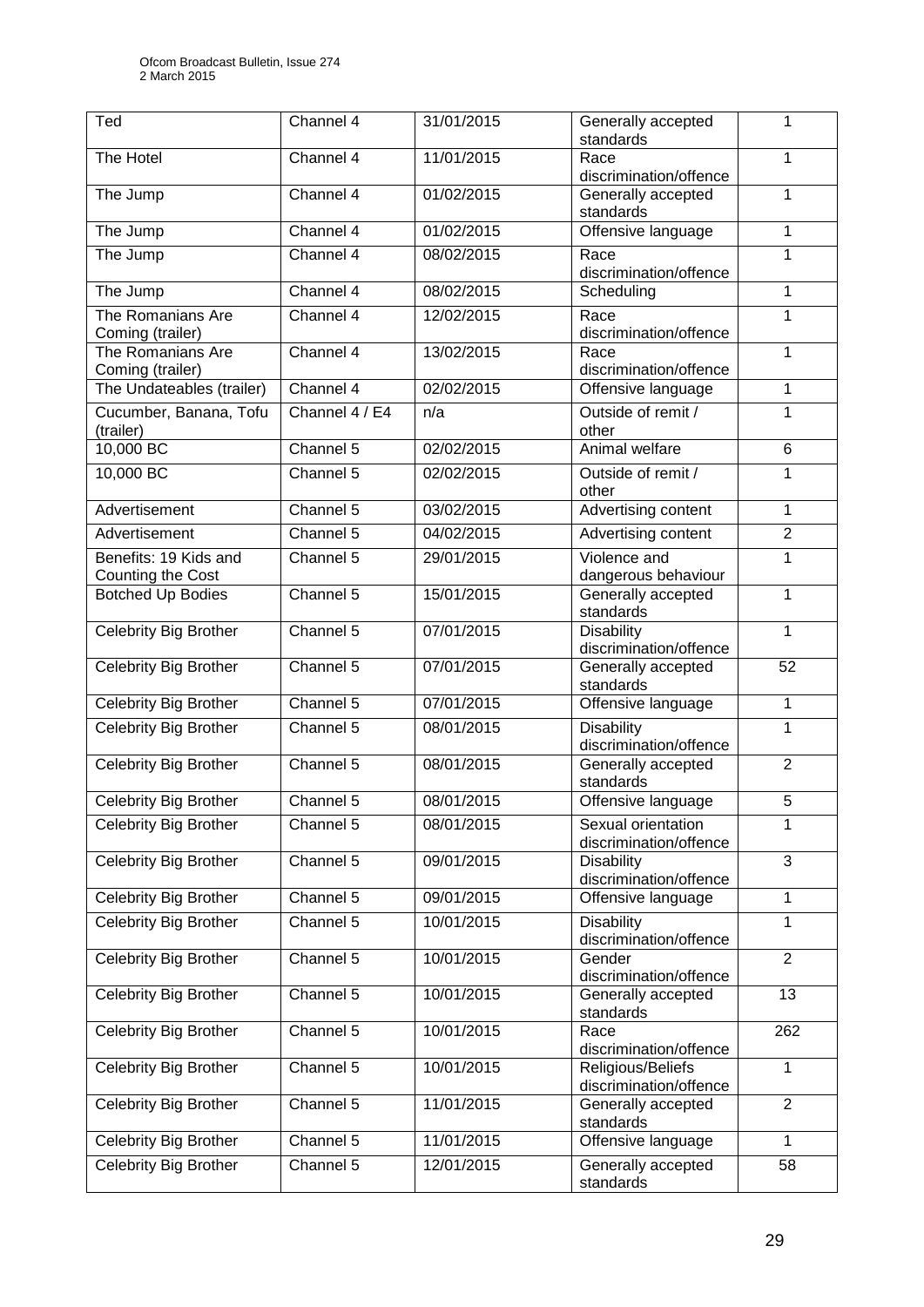| Ted | Channel 4 | 31/01/2015 | Generally accepted standards | 1 |
|---|---|---|---|---|
| The Hotel | Channel 4 | 11/01/2015 | Race discrimination/offence | 1 |
| The Jump | Channel 4 | 01/02/2015 | Generally accepted standards | 1 |
| The Jump | Channel 4 | 01/02/2015 | Offensive language | 1 |
| The Jump | Channel 4 | 08/02/2015 | Race discrimination/offence | 1 |
| The Jump | Channel 4 | 08/02/2015 | Scheduling | 1 |
| The Romanians Are Coming (trailer) | Channel 4 | 12/02/2015 | Race discrimination/offence | 1 |
| The Romanians Are Coming (trailer) | Channel 4 | 13/02/2015 | Race discrimination/offence | 1 |
| The Undateables (trailer) | Channel 4 | 02/02/2015 | Offensive language | 1 |
| Cucumber, Banana, Tofu (trailer) | Channel 4 / E4 | n/a | Outside of remit / other | 1 |
| 10,000 BC | Channel 5 | 02/02/2015 | Animal welfare | 6 |
| 10,000 BC | Channel 5 | 02/02/2015 | Outside of remit / other | 1 |
| Advertisement | Channel 5 | 03/02/2015 | Advertising content | 1 |
| Advertisement | Channel 5 | 04/02/2015 | Advertising content | 2 |
| Benefits: 19 Kids and Counting the Cost | Channel 5 | 29/01/2015 | Violence and dangerous behaviour | 1 |
| Botched Up Bodies | Channel 5 | 15/01/2015 | Generally accepted standards | 1 |
| Celebrity Big Brother | Channel 5 | 07/01/2015 | Disability discrimination/offence | 1 |
| Celebrity Big Brother | Channel 5 | 07/01/2015 | Generally accepted standards | 52 |
| Celebrity Big Brother | Channel 5 | 07/01/2015 | Offensive language | 1 |
| Celebrity Big Brother | Channel 5 | 08/01/2015 | Disability discrimination/offence | 1 |
| Celebrity Big Brother | Channel 5 | 08/01/2015 | Generally accepted standards | 2 |
| Celebrity Big Brother | Channel 5 | 08/01/2015 | Offensive language | 5 |
| Celebrity Big Brother | Channel 5 | 08/01/2015 | Sexual orientation discrimination/offence | 1 |
| Celebrity Big Brother | Channel 5 | 09/01/2015 | Disability discrimination/offence | 3 |
| Celebrity Big Brother | Channel 5 | 09/01/2015 | Offensive language | 1 |
| Celebrity Big Brother | Channel 5 | 10/01/2015 | Disability discrimination/offence | 1 |
| Celebrity Big Brother | Channel 5 | 10/01/2015 | Gender discrimination/offence | 2 |
| Celebrity Big Brother | Channel 5 | 10/01/2015 | Generally accepted standards | 13 |
| Celebrity Big Brother | Channel 5 | 10/01/2015 | Race discrimination/offence | 262 |
| Celebrity Big Brother | Channel 5 | 10/01/2015 | Religious/Beliefs discrimination/offence | 1 |
| Celebrity Big Brother | Channel 5 | 11/01/2015 | Generally accepted standards | 2 |
| Celebrity Big Brother | Channel 5 | 11/01/2015 | Offensive language | 1 |
| Celebrity Big Brother | Channel 5 | 12/01/2015 | Generally accepted standards | 58 |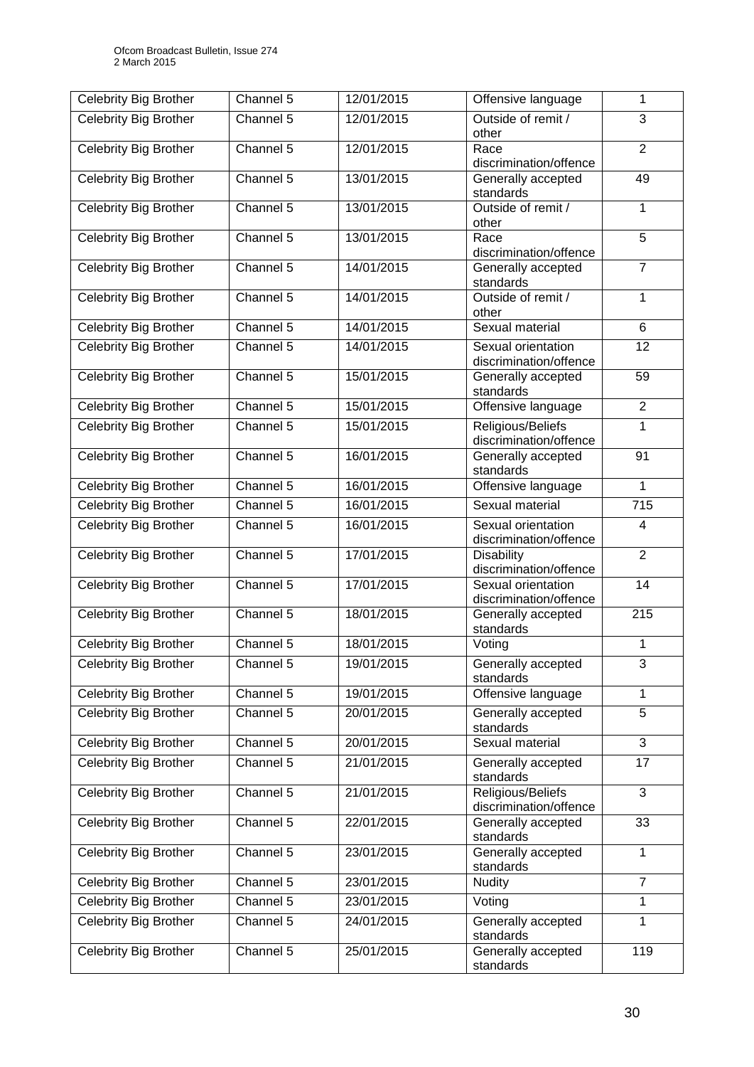| Celebrity Big Brother | Channel 5 | 12/01/2015 | Offensive language | 1 |
|---|---|---|---|---|
| Celebrity Big Brother | Channel 5 | 12/01/2015 | Outside of remit / other | 3 |
| Celebrity Big Brother | Channel 5 | 12/01/2015 | Race discrimination/offence | 2 |
| Celebrity Big Brother | Channel 5 | 13/01/2015 | Generally accepted standards | 49 |
| Celebrity Big Brother | Channel 5 | 13/01/2015 | Outside of remit / other | 1 |
| Celebrity Big Brother | Channel 5 | 13/01/2015 | Race discrimination/offence | 5 |
| Celebrity Big Brother | Channel 5 | 14/01/2015 | Generally accepted standards | 7 |
| Celebrity Big Brother | Channel 5 | 14/01/2015 | Outside of remit / other | 1 |
| Celebrity Big Brother | Channel 5 | 14/01/2015 | Sexual material | 6 |
| Celebrity Big Brother | Channel 5 | 14/01/2015 | Sexual orientation discrimination/offence | 12 |
| Celebrity Big Brother | Channel 5 | 15/01/2015 | Generally accepted standards | 59 |
| Celebrity Big Brother | Channel 5 | 15/01/2015 | Offensive language | 2 |
| Celebrity Big Brother | Channel 5 | 15/01/2015 | Religious/Beliefs discrimination/offence | 1 |
| Celebrity Big Brother | Channel 5 | 16/01/2015 | Generally accepted standards | 91 |
| Celebrity Big Brother | Channel 5 | 16/01/2015 | Offensive language | 1 |
| Celebrity Big Brother | Channel 5 | 16/01/2015 | Sexual material | 715 |
| Celebrity Big Brother | Channel 5 | 16/01/2015 | Sexual orientation discrimination/offence | 4 |
| Celebrity Big Brother | Channel 5 | 17/01/2015 | Disability discrimination/offence | 2 |
| Celebrity Big Brother | Channel 5 | 17/01/2015 | Sexual orientation discrimination/offence | 14 |
| Celebrity Big Brother | Channel 5 | 18/01/2015 | Generally accepted standards | 215 |
| Celebrity Big Brother | Channel 5 | 18/01/2015 | Voting | 1 |
| Celebrity Big Brother | Channel 5 | 19/01/2015 | Generally accepted standards | 3 |
| Celebrity Big Brother | Channel 5 | 19/01/2015 | Offensive language | 1 |
| Celebrity Big Brother | Channel 5 | 20/01/2015 | Generally accepted standards | 5 |
| Celebrity Big Brother | Channel 5 | 20/01/2015 | Sexual material | 3 |
| Celebrity Big Brother | Channel 5 | 21/01/2015 | Generally accepted standards | 17 |
| Celebrity Big Brother | Channel 5 | 21/01/2015 | Religious/Beliefs discrimination/offence | 3 |
| Celebrity Big Brother | Channel 5 | 22/01/2015 | Generally accepted standards | 33 |
| Celebrity Big Brother | Channel 5 | 23/01/2015 | Generally accepted standards | 1 |
| Celebrity Big Brother | Channel 5 | 23/01/2015 | Nudity | 7 |
| Celebrity Big Brother | Channel 5 | 23/01/2015 | Voting | 1 |
| Celebrity Big Brother | Channel 5 | 24/01/2015 | Generally accepted standards | 1 |
| Celebrity Big Brother | Channel 5 | 25/01/2015 | Generally accepted standards | 119 |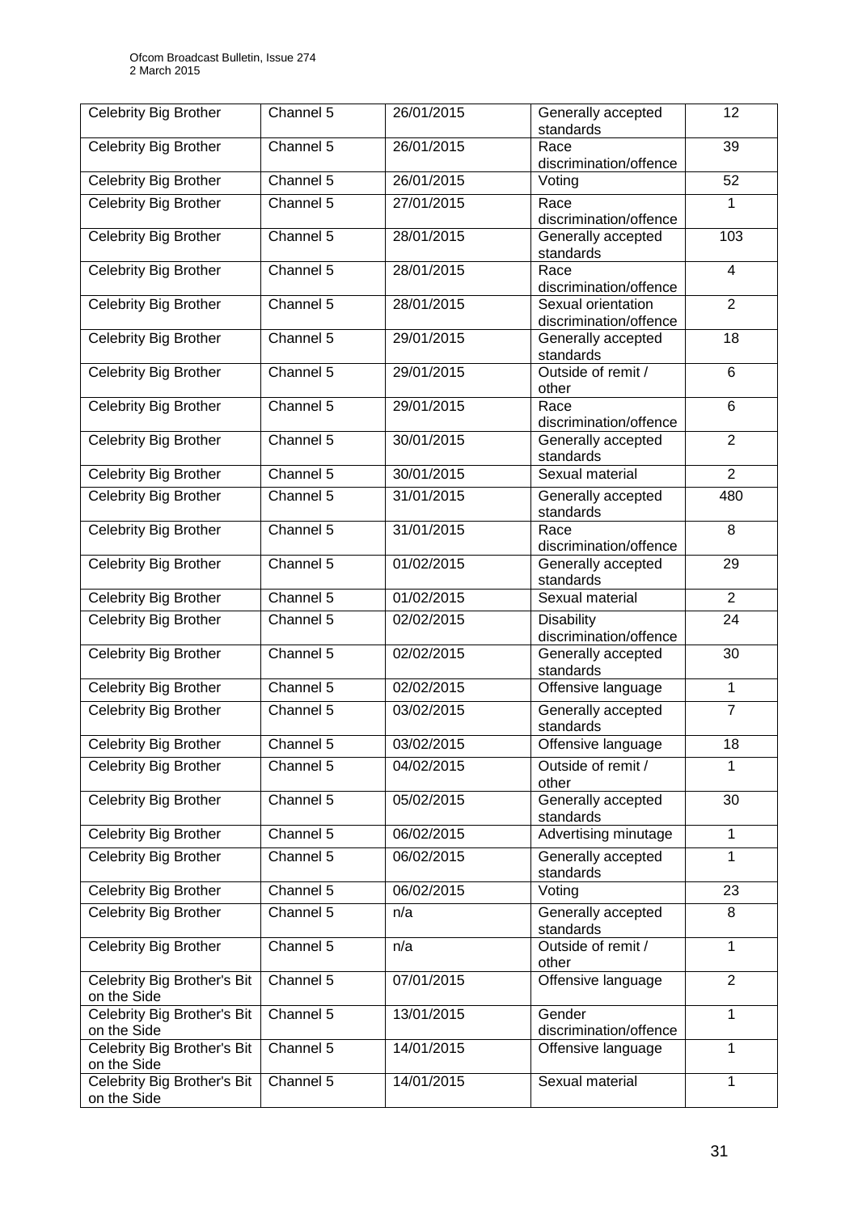| Celebrity Big Brother | Channel 5 | 26/01/2015 | Generally accepted standards | 12 |
|---|---|---|---|---|
| Celebrity Big Brother | Channel 5 | 26/01/2015 | Race discrimination/offence | 39 |
| Celebrity Big Brother | Channel 5 | 26/01/2015 | Voting | 52 |
| Celebrity Big Brother | Channel 5 | 27/01/2015 | Race discrimination/offence | 1 |
| Celebrity Big Brother | Channel 5 | 28/01/2015 | Generally accepted standards | 103 |
| Celebrity Big Brother | Channel 5 | 28/01/2015 | Race discrimination/offence | 4 |
| Celebrity Big Brother | Channel 5 | 28/01/2015 | Sexual orientation discrimination/offence | 2 |
| Celebrity Big Brother | Channel 5 | 29/01/2015 | Generally accepted standards | 18 |
| Celebrity Big Brother | Channel 5 | 29/01/2015 | Outside of remit / other | 6 |
| Celebrity Big Brother | Channel 5 | 29/01/2015 | Race discrimination/offence | 6 |
| Celebrity Big Brother | Channel 5 | 30/01/2015 | Generally accepted standards | 2 |
| Celebrity Big Brother | Channel 5 | 30/01/2015 | Sexual material | 2 |
| Celebrity Big Brother | Channel 5 | 31/01/2015 | Generally accepted standards | 480 |
| Celebrity Big Brother | Channel 5 | 31/01/2015 | Race discrimination/offence | 8 |
| Celebrity Big Brother | Channel 5 | 01/02/2015 | Generally accepted standards | 29 |
| Celebrity Big Brother | Channel 5 | 01/02/2015 | Sexual material | 2 |
| Celebrity Big Brother | Channel 5 | 02/02/2015 | Disability discrimination/offence | 24 |
| Celebrity Big Brother | Channel 5 | 02/02/2015 | Generally accepted standards | 30 |
| Celebrity Big Brother | Channel 5 | 02/02/2015 | Offensive language | 1 |
| Celebrity Big Brother | Channel 5 | 03/02/2015 | Generally accepted standards | 7 |
| Celebrity Big Brother | Channel 5 | 03/02/2015 | Offensive language | 18 |
| Celebrity Big Brother | Channel 5 | 04/02/2015 | Outside of remit / other | 1 |
| Celebrity Big Brother | Channel 5 | 05/02/2015 | Generally accepted standards | 30 |
| Celebrity Big Brother | Channel 5 | 06/02/2015 | Advertising minutage | 1 |
| Celebrity Big Brother | Channel 5 | 06/02/2015 | Generally accepted standards | 1 |
| Celebrity Big Brother | Channel 5 | 06/02/2015 | Voting | 23 |
| Celebrity Big Brother | Channel 5 | n/a | Generally accepted standards | 8 |
| Celebrity Big Brother | Channel 5 | n/a | Outside of remit / other | 1 |
| Celebrity Big Brother's Bit on the Side | Channel 5 | 07/01/2015 | Offensive language | 2 |
| Celebrity Big Brother's Bit on the Side | Channel 5 | 13/01/2015 | Gender discrimination/offence | 1 |
| Celebrity Big Brother's Bit on the Side | Channel 5 | 14/01/2015 | Offensive language | 1 |
| Celebrity Big Brother's Bit on the Side | Channel 5 | 14/01/2015 | Sexual material | 1 |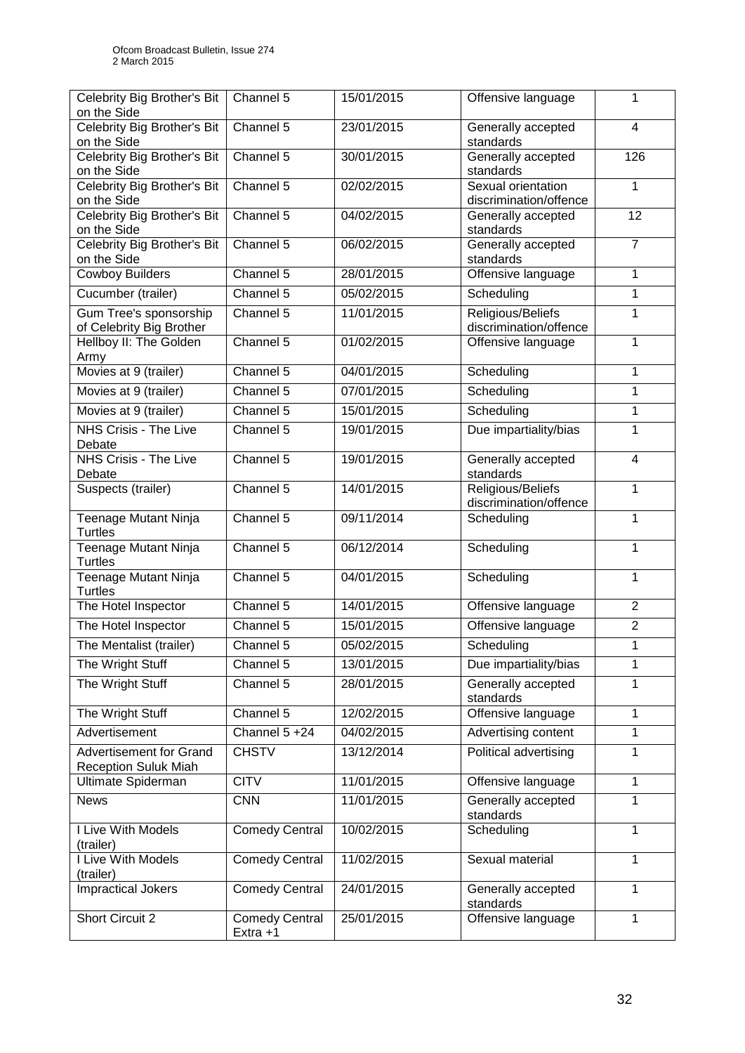| Celebrity Big Brother's Bit on the Side | Channel 5 | 15/01/2015 | Offensive language | 1 |
|---|---|---|---|---|
| Celebrity Big Brother's Bit on the Side | Channel 5 | 23/01/2015 | Generally accepted standards | 4 |
| Celebrity Big Brother's Bit on the Side | Channel 5 | 30/01/2015 | Generally accepted standards | 126 |
| Celebrity Big Brother's Bit on the Side | Channel 5 | 02/02/2015 | Sexual orientation discrimination/offence | 1 |
| Celebrity Big Brother's Bit on the Side | Channel 5 | 04/02/2015 | Generally accepted standards | 12 |
| Celebrity Big Brother's Bit on the Side | Channel 5 | 06/02/2015 | Generally accepted standards | 7 |
| Cowboy Builders | Channel 5 | 28/01/2015 | Offensive language | 1 |
| Cucumber (trailer) | Channel 5 | 05/02/2015 | Scheduling | 1 |
| Gum Tree's sponsorship of Celebrity Big Brother | Channel 5 | 11/01/2015 | Religious/Beliefs discrimination/offence | 1 |
| Hellboy II: The Golden Army | Channel 5 | 01/02/2015 | Offensive language | 1 |
| Movies at 9 (trailer) | Channel 5 | 04/01/2015 | Scheduling | 1 |
| Movies at 9 (trailer) | Channel 5 | 07/01/2015 | Scheduling | 1 |
| Movies at 9 (trailer) | Channel 5 | 15/01/2015 | Scheduling | 1 |
| NHS Crisis - The Live Debate | Channel 5 | 19/01/2015 | Due impartiality/bias | 1 |
| NHS Crisis - The Live Debate | Channel 5 | 19/01/2015 | Generally accepted standards | 4 |
| Suspects (trailer) | Channel 5 | 14/01/2015 | Religious/Beliefs discrimination/offence | 1 |
| Teenage Mutant Ninja Turtles | Channel 5 | 09/11/2014 | Scheduling | 1 |
| Teenage Mutant Ninja Turtles | Channel 5 | 06/12/2014 | Scheduling | 1 |
| Teenage Mutant Ninja Turtles | Channel 5 | 04/01/2015 | Scheduling | 1 |
| The Hotel Inspector | Channel 5 | 14/01/2015 | Offensive language | 2 |
| The Hotel Inspector | Channel 5 | 15/01/2015 | Offensive language | 2 |
| The Mentalist (trailer) | Channel 5 | 05/02/2015 | Scheduling | 1 |
| The Wright Stuff | Channel 5 | 13/01/2015 | Due impartiality/bias | 1 |
| The Wright Stuff | Channel 5 | 28/01/2015 | Generally accepted standards | 1 |
| The Wright Stuff | Channel 5 | 12/02/2015 | Offensive language | 1 |
| Advertisement | Channel 5 +24 | 04/02/2015 | Advertising content | 1 |
| Advertisement for Grand Reception Suluk Miah | CHSTV | 13/12/2014 | Political advertising | 1 |
| Ultimate Spiderman | CITV | 11/01/2015 | Offensive language | 1 |
| News | CNN | 11/01/2015 | Generally accepted standards | 1 |
| I Live With Models (trailer) | Comedy Central | 10/02/2015 | Scheduling | 1 |
| I Live With Models (trailer) | Comedy Central | 11/02/2015 | Sexual material | 1 |
| Impractical Jokers | Comedy Central | 24/01/2015 | Generally accepted standards | 1 |
| Short Circuit 2 | Comedy Central Extra +1 | 25/01/2015 | Offensive language | 1 |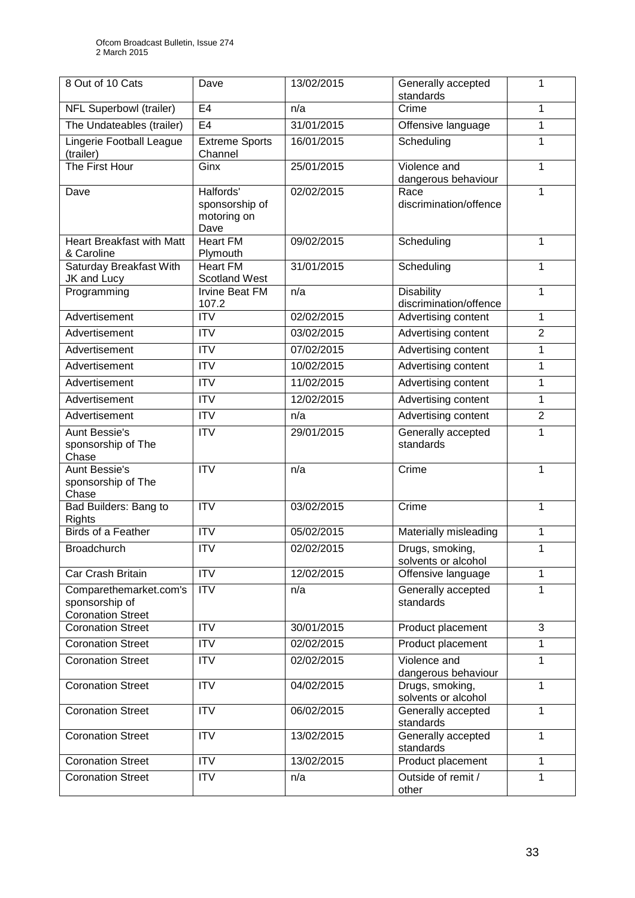| 8 Out of 10 Cats | Dave | 13/02/2015 | Generally accepted standards | 1 |
|---|---|---|---|---|
| NFL Superbowl (trailer) | E4 | n/a | Crime | 1 |
| The Undateables (trailer) | E4 | 31/01/2015 | Offensive language | 1 |
| Lingerie Football League (trailer) | Extreme Sports Channel | 16/01/2015 | Scheduling | 1 |
| The First Hour | Ginx | 25/01/2015 | Violence and dangerous behaviour | 1 |
| Dave | Halfords' sponsorship of motoring on Dave | 02/02/2015 | Race discrimination/offence | 1 |
| Heart Breakfast with Matt & Caroline | Heart FM Plymouth | 09/02/2015 | Scheduling | 1 |
| Saturday Breakfast With JK and Lucy | Heart FM Scotland West | 31/01/2015 | Scheduling | 1 |
| Programming | Irvine Beat FM 107.2 | n/a | Disability discrimination/offence | 1 |
| Advertisement | ITV | 02/02/2015 | Advertising content | 1 |
| Advertisement | ITV | 03/02/2015 | Advertising content | 2 |
| Advertisement | ITV | 07/02/2015 | Advertising content | 1 |
| Advertisement | ITV | 10/02/2015 | Advertising content | 1 |
| Advertisement | ITV | 11/02/2015 | Advertising content | 1 |
| Advertisement | ITV | 12/02/2015 | Advertising content | 1 |
| Advertisement | ITV | n/a | Advertising content | 2 |
| Aunt Bessie's sponsorship of The Chase | ITV | 29/01/2015 | Generally accepted standards | 1 |
| Aunt Bessie's sponsorship of The Chase | ITV | n/a | Crime | 1 |
| Bad Builders: Bang to Rights | ITV | 03/02/2015 | Crime | 1 |
| Birds of a Feather | ITV | 05/02/2015 | Materially misleading | 1 |
| Broadchurch | ITV | 02/02/2015 | Drugs, smoking, solvents or alcohol | 1 |
| Car Crash Britain | ITV | 12/02/2015 | Offensive language | 1 |
| Comparethemarket.com's sponsorship of Coronation Street | ITV | n/a | Generally accepted standards | 1 |
| Coronation Street | ITV | 30/01/2015 | Product placement | 3 |
| Coronation Street | ITV | 02/02/2015 | Product placement | 1 |
| Coronation Street | ITV | 02/02/2015 | Violence and dangerous behaviour | 1 |
| Coronation Street | ITV | 04/02/2015 | Drugs, smoking, solvents or alcohol | 1 |
| Coronation Street | ITV | 06/02/2015 | Generally accepted standards | 1 |
| Coronation Street | ITV | 13/02/2015 | Generally accepted standards | 1 |
| Coronation Street | ITV | 13/02/2015 | Product placement | 1 |
| Coronation Street | ITV | n/a | Outside of remit / other | 1 |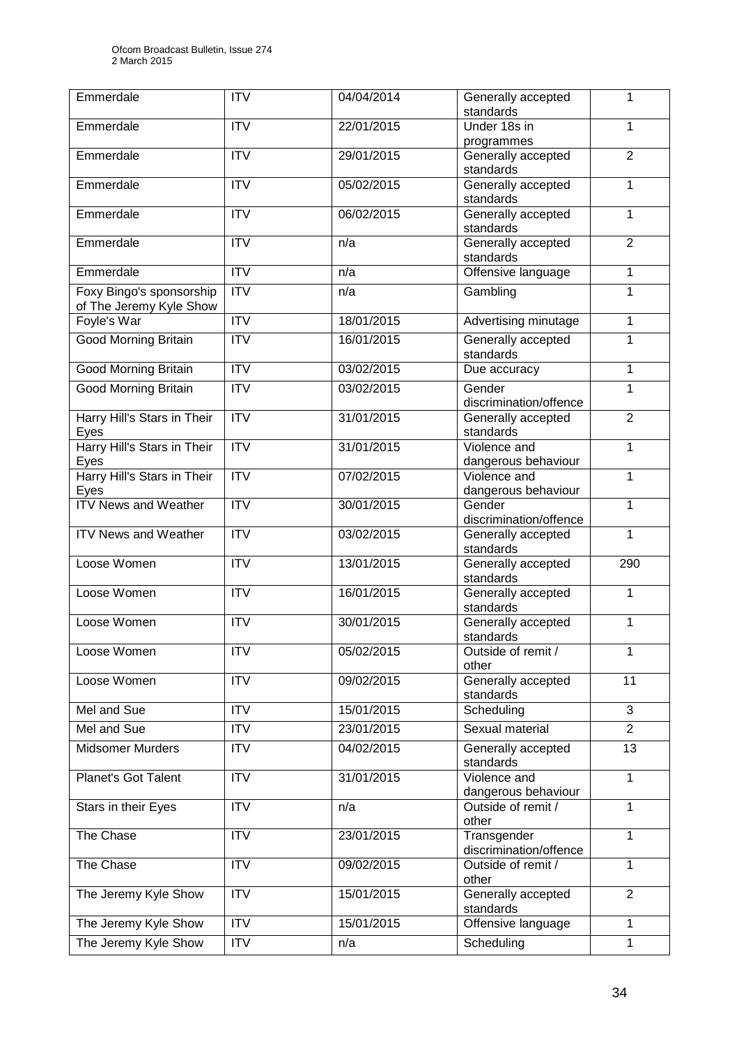| Emmerdale | ITV | 04/04/2014 | Generally accepted standards | 1 |
|---|---|---|---|---|
| Emmerdale | ITV | 22/01/2015 | Under 18s in programmes | 1 |
| Emmerdale | ITV | 29/01/2015 | Generally accepted standards | 2 |
| Emmerdale | ITV | 05/02/2015 | Generally accepted standards | 1 |
| Emmerdale | ITV | 06/02/2015 | Generally accepted standards | 1 |
| Emmerdale | ITV | n/a | Generally accepted standards | 2 |
| Emmerdale | ITV | n/a | Offensive language | 1 |
| Foxy Bingo's sponsorship of The Jeremy Kyle Show | ITV | n/a | Gambling | 1 |
| Foyle's War | ITV | 18/01/2015 | Advertising minutage | 1 |
| Good Morning Britain | ITV | 16/01/2015 | Generally accepted standards | 1 |
| Good Morning Britain | ITV | 03/02/2015 | Due accuracy | 1 |
| Good Morning Britain | ITV | 03/02/2015 | Gender discrimination/offence | 1 |
| Harry Hill's Stars in Their Eyes | ITV | 31/01/2015 | Generally accepted standards | 2 |
| Harry Hill's Stars in Their Eyes | ITV | 31/01/2015 | Violence and dangerous behaviour | 1 |
| Harry Hill's Stars in Their Eyes | ITV | 07/02/2015 | Violence and dangerous behaviour | 1 |
| ITV News and Weather | ITV | 30/01/2015 | Gender discrimination/offence | 1 |
| ITV News and Weather | ITV | 03/02/2015 | Generally accepted standards | 1 |
| Loose Women | ITV | 13/01/2015 | Generally accepted standards | 290 |
| Loose Women | ITV | 16/01/2015 | Generally accepted standards | 1 |
| Loose Women | ITV | 30/01/2015 | Generally accepted standards | 1 |
| Loose Women | ITV | 05/02/2015 | Outside of remit / other | 1 |
| Loose Women | ITV | 09/02/2015 | Generally accepted standards | 11 |
| Mel and Sue | ITV | 15/01/2015 | Scheduling | 3 |
| Mel and Sue | ITV | 23/01/2015 | Sexual material | 2 |
| Midsomer Murders | ITV | 04/02/2015 | Generally accepted standards | 13 |
| Planet's Got Talent | ITV | 31/01/2015 | Violence and dangerous behaviour | 1 |
| Stars in their Eyes | ITV | n/a | Outside of remit / other | 1 |
| The Chase | ITV | 23/01/2015 | Transgender discrimination/offence | 1 |
| The Chase | ITV | 09/02/2015 | Outside of remit / other | 1 |
| The Jeremy Kyle Show | ITV | 15/01/2015 | Generally accepted standards | 2 |
| The Jeremy Kyle Show | ITV | 15/01/2015 | Offensive language | 1 |
| The Jeremy Kyle Show | ITV | n/a | Scheduling | 1 |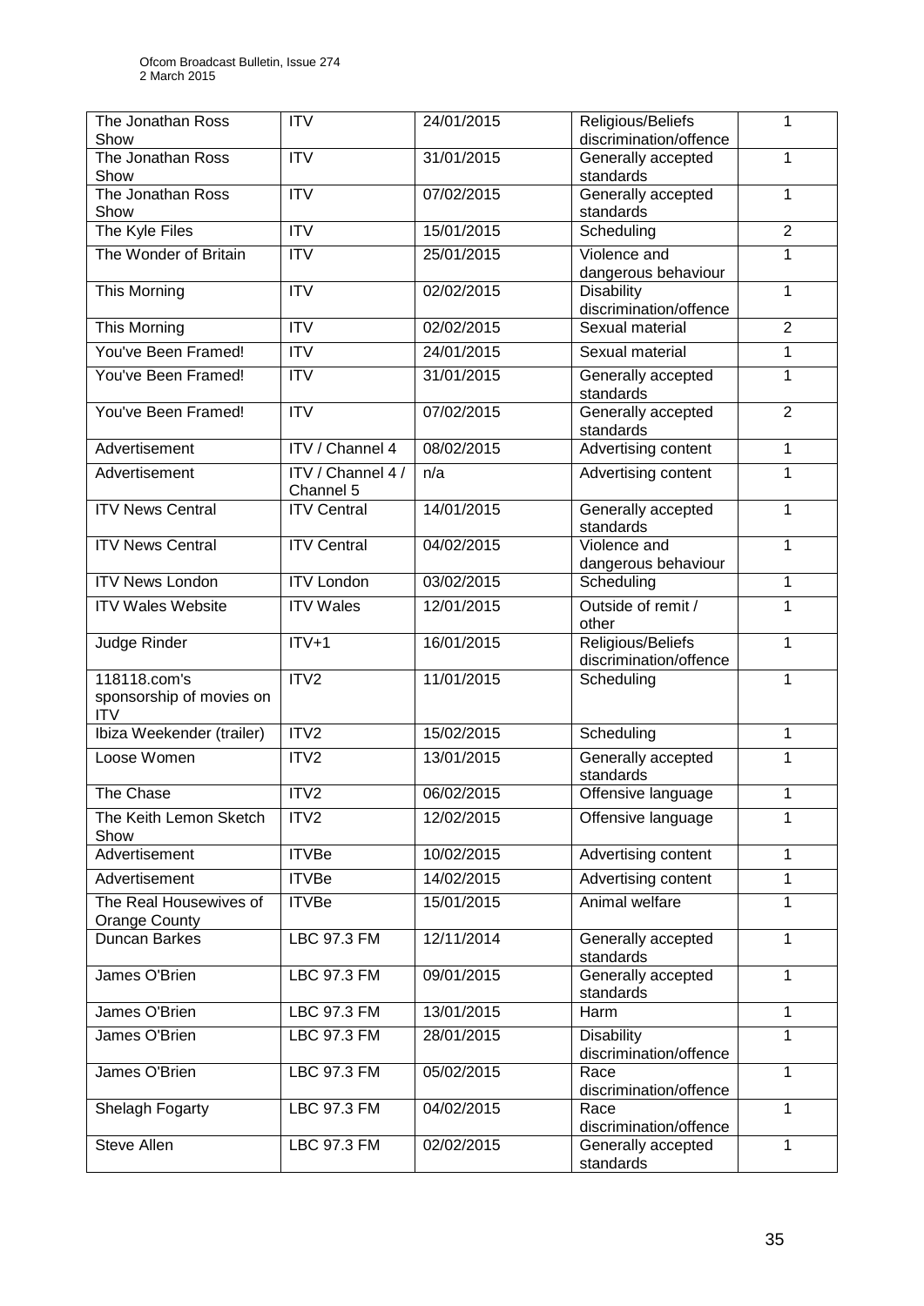| The Jonathan Ross Show | ITV | 24/01/2015 | Religious/Beliefs discrimination/offence | 1 |
|---|---|---|---|---|
| The Jonathan Ross Show | ITV | 31/01/2015 | Generally accepted standards | 1 |
| The Jonathan Ross Show | ITV | 07/02/2015 | Generally accepted standards | 1 |
| The Kyle Files | ITV | 15/01/2015 | Scheduling | 2 |
| The Wonder of Britain | ITV | 25/01/2015 | Violence and dangerous behaviour | 1 |
| This Morning | ITV | 02/02/2015 | Disability discrimination/offence | 1 |
| This Morning | ITV | 02/02/2015 | Sexual material | 2 |
| You've Been Framed! | ITV | 24/01/2015 | Sexual material | 1 |
| You've Been Framed! | ITV | 31/01/2015 | Generally accepted standards | 1 |
| You've Been Framed! | ITV | 07/02/2015 | Generally accepted standards | 2 |
| Advertisement | ITV / Channel 4 | 08/02/2015 | Advertising content | 1 |
| Advertisement | ITV / Channel 4 / Channel 5 | n/a | Advertising content | 1 |
| ITV News Central | ITV Central | 14/01/2015 | Generally accepted standards | 1 |
| ITV News Central | ITV Central | 04/02/2015 | Violence and dangerous behaviour | 1 |
| ITV News London | ITV London | 03/02/2015 | Scheduling | 1 |
| ITV Wales Website | ITV Wales | 12/01/2015 | Outside of remit / other | 1 |
| Judge Rinder | ITV+1 | 16/01/2015 | Religious/Beliefs discrimination/offence | 1 |
| 118118.com's sponsorship of movies on ITV | ITV2 | 11/01/2015 | Scheduling | 1 |
| Ibiza Weekender (trailer) | ITV2 | 15/02/2015 | Scheduling | 1 |
| Loose Women | ITV2 | 13/01/2015 | Generally accepted standards | 1 |
| The Chase | ITV2 | 06/02/2015 | Offensive language | 1 |
| The Keith Lemon Sketch Show | ITV2 | 12/02/2015 | Offensive language | 1 |
| Advertisement | ITVBe | 10/02/2015 | Advertising content | 1 |
| Advertisement | ITVBe | 14/02/2015 | Advertising content | 1 |
| The Real Housewives of Orange County | ITVBe | 15/01/2015 | Animal welfare | 1 |
| Duncan Barkes | LBC 97.3 FM | 12/11/2014 | Generally accepted standards | 1 |
| James O'Brien | LBC 97.3 FM | 09/01/2015 | Generally accepted standards | 1 |
| James O'Brien | LBC 97.3 FM | 13/01/2015 | Harm | 1 |
| James O'Brien | LBC 97.3 FM | 28/01/2015 | Disability discrimination/offence | 1 |
| James O'Brien | LBC 97.3 FM | 05/02/2015 | Race discrimination/offence | 1 |
| Shelagh Fogarty | LBC 97.3 FM | 04/02/2015 | Race discrimination/offence | 1 |
| Steve Allen | LBC 97.3 FM | 02/02/2015 | Generally accepted standards | 1 |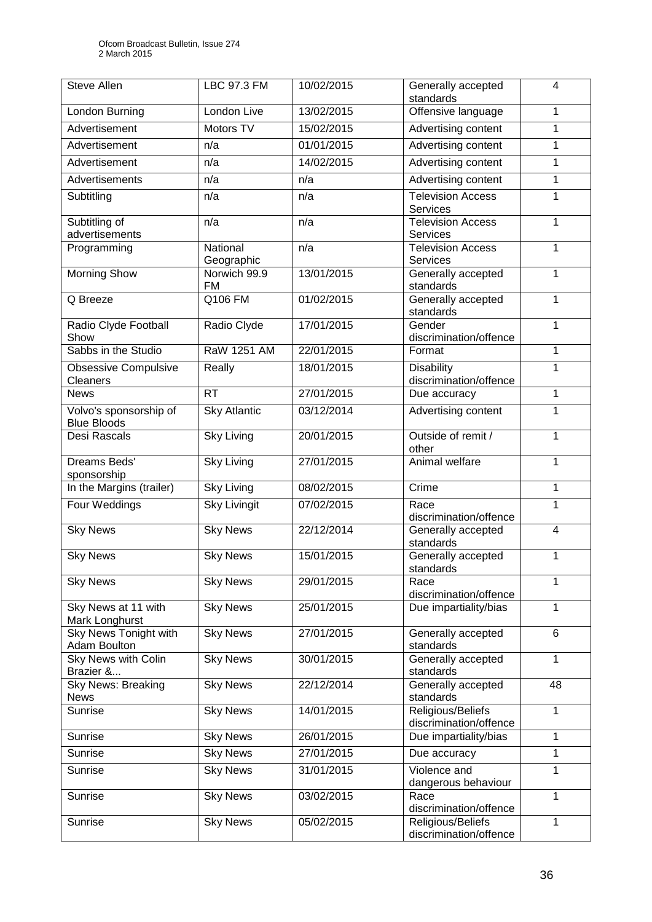| Steve Allen | LBC 97.3 FM | 10/02/2015 | Generally accepted standards | 4 |
|---|---|---|---|---|
| London Burning | London Live | 13/02/2015 | Offensive language | 1 |
| Advertisement | Motors TV | 15/02/2015 | Advertising content | 1 |
| Advertisement | n/a | 01/01/2015 | Advertising content | 1 |
| Advertisement | n/a | 14/02/2015 | Advertising content | 1 |
| Advertisements | n/a | n/a | Advertising content | 1 |
| Subtitling | n/a | n/a | Television Access Services | 1 |
| Subtitling of advertisements | n/a | n/a | Television Access Services | 1 |
| Programming | National Geographic | n/a | Television Access Services | 1 |
| Morning Show | Norwich 99.9 FM | 13/01/2015 | Generally accepted standards | 1 |
| Q Breeze | Q106 FM | 01/02/2015 | Generally accepted standards | 1 |
| Radio Clyde Football Show | Radio Clyde | 17/01/2015 | Gender discrimination/offence | 1 |
| Sabbs in the Studio | RaW 1251 AM | 22/01/2015 | Format | 1 |
| Obsessive Compulsive Cleaners | Really | 18/01/2015 | Disability discrimination/offence | 1 |
| News | RT | 27/01/2015 | Due accuracy | 1 |
| Volvo's sponsorship of Blue Bloods | Sky Atlantic | 03/12/2014 | Advertising content | 1 |
| Desi Rascals | Sky Living | 20/01/2015 | Outside of remit / other | 1 |
| Dreams Beds' sponsorship | Sky Living | 27/01/2015 | Animal welfare | 1 |
| In the Margins (trailer) | Sky Living | 08/02/2015 | Crime | 1 |
| Four Weddings | Sky Livingit | 07/02/2015 | Race discrimination/offence | 1 |
| Sky News | Sky News | 22/12/2014 | Generally accepted standards | 4 |
| Sky News | Sky News | 15/01/2015 | Generally accepted standards | 1 |
| Sky News | Sky News | 29/01/2015 | Race discrimination/offence | 1 |
| Sky News at 11 with Mark Longhurst | Sky News | 25/01/2015 | Due impartiality/bias | 1 |
| Sky News Tonight with Adam Boulton | Sky News | 27/01/2015 | Generally accepted standards | 6 |
| Sky News with Colin Brazier &... | Sky News | 30/01/2015 | Generally accepted standards | 1 |
| Sky News: Breaking News | Sky News | 22/12/2014 | Generally accepted standards | 48 |
| Sunrise | Sky News | 14/01/2015 | Religious/Beliefs discrimination/offence | 1 |
| Sunrise | Sky News | 26/01/2015 | Due impartiality/bias | 1 |
| Sunrise | Sky News | 27/01/2015 | Due accuracy | 1 |
| Sunrise | Sky News | 31/01/2015 | Violence and dangerous behaviour | 1 |
| Sunrise | Sky News | 03/02/2015 | Race discrimination/offence | 1 |
| Sunrise | Sky News | 05/02/2015 | Religious/Beliefs discrimination/offence | 1 |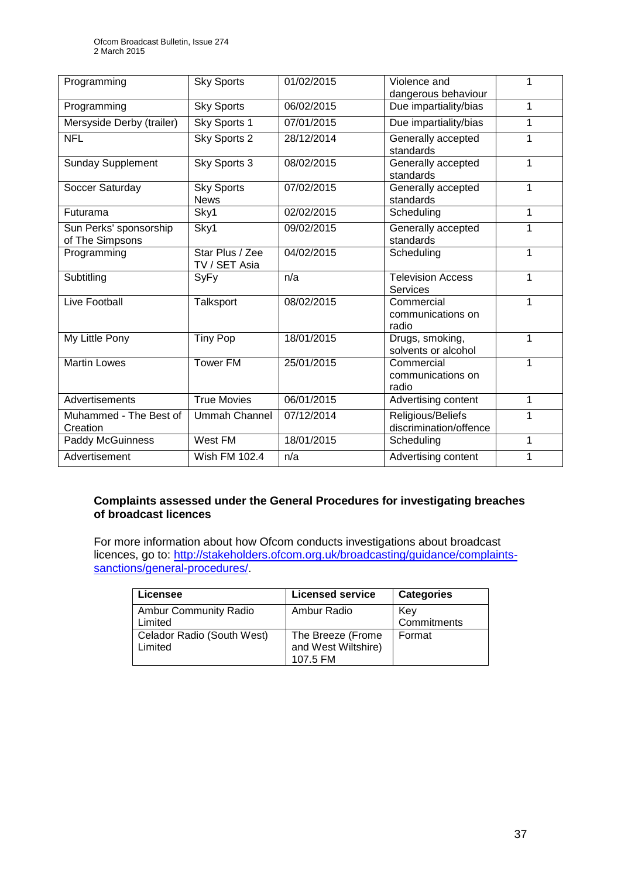| Programming | Sky Sports | 01/02/2015 | Violence and dangerous behaviour | 1 |
|---|---|---|---|---|
| Programming | Sky Sports | 06/02/2015 | Due impartiality/bias | 1 |
| Mersyside Derby (trailer) | Sky Sports 1 | 07/01/2015 | Due impartiality/bias | 1 |
| NFL | Sky Sports 2 | 28/12/2014 | Generally accepted standards | 1 |
| Sunday Supplement | Sky Sports 3 | 08/02/2015 | Generally accepted standards | 1 |
| Soccer Saturday | Sky Sports News | 07/02/2015 | Generally accepted standards | 1 |
| Futurama | Sky1 | 02/02/2015 | Scheduling | 1 |
| Sun Perks' sponsorship of The Simpsons | Sky1 | 09/02/2015 | Generally accepted standards | 1 |
| Programming | Star Plus / Zee TV / SET Asia | 04/02/2015 | Scheduling | 1 |
| Subtitling | SyFy | n/a | Television Access Services | 1 |
| Live Football | Talksport | 08/02/2015 | Commercial communications on radio | 1 |
| My Little Pony | Tiny Pop | 18/01/2015 | Drugs, smoking, solvents or alcohol | 1 |
| Martin Lowes | Tower FM | 25/01/2015 | Commercial communications on radio | 1 |
| Advertisements | True Movies | 06/01/2015 | Advertising content | 1 |
| Muhammed - The Best of Creation | Ummah Channel | 07/12/2014 | Religious/Beliefs discrimination/offence | 1 |
| Paddy McGuinness | West FM | 18/01/2015 | Scheduling | 1 |
| Advertisement | Wish FM 102.4 | n/a | Advertising content | 1 |

**Complaints assessed under the General Procedures for investigating breaches of broadcast licences**

For more information about how Ofcom conducts investigations about broadcast licences, go to: http://stakeholders.ofcom.org.uk/broadcasting/guidance/complaints-sanctions/general-procedures/.

| Licensee | Licensed service | Categories |
|---|---|---|
| Ambur Community Radio Limited | Ambur Radio | Key Commitments |
| Celador Radio (South West) Limited | The Breeze (Frome and West Wiltshire) 107.5 FM | Format |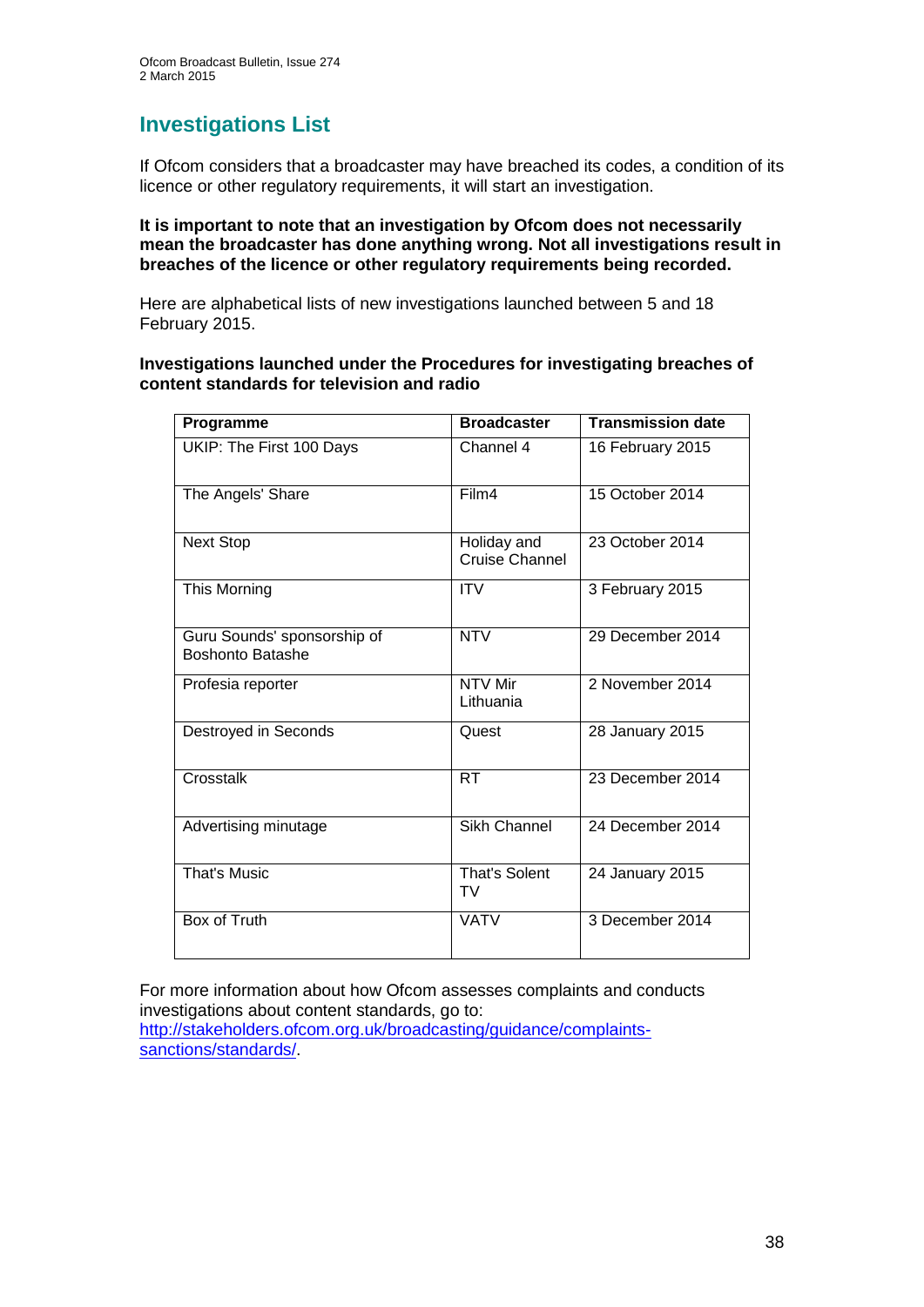## Investigations List

If Ofcom considers that a broadcaster may have breached its codes, a condition of its licence or other regulatory requirements, it will start an investigation.

**It is important to note that an investigation by Ofcom does not necessarily mean the broadcaster has done anything wrong. Not all investigations result in breaches of the licence or other regulatory requirements being recorded.**

Here are alphabetical lists of new investigations launched between 5 and 18 February 2015.

**Investigations launched under the Procedures for investigating breaches of content standards for television and radio**

| Programme | Broadcaster | Transmission date |
|---|---|---|
| UKIP: The First 100 Days | Channel 4 | 16 February 2015 |
| The Angels' Share | Film4 | 15 October 2014 |
| Next Stop | Holiday and Cruise Channel | 23 October 2014 |
| This Morning | ITV | 3 February 2015 |
| Guru Sounds' sponsorship of Boshonto Batashe | NTV | 29 December 2014 |
| Profesia reporter | NTV Mir Lithuania | 2 November 2014 |
| Destroyed in Seconds | Quest | 28 January 2015 |
| Crosstalk | RT | 23 December 2014 |
| Advertising minutage | Sikh Channel | 24 December 2014 |
| That's Music | That's Solent TV | 24 January 2015 |
| Box of Truth | VATV | 3 December 2014 |

For more information about how Ofcom assesses complaints and conducts investigations about content standards, go to: http://stakeholders.ofcom.org.uk/broadcasting/guidance/complaints-sanctions/standards/.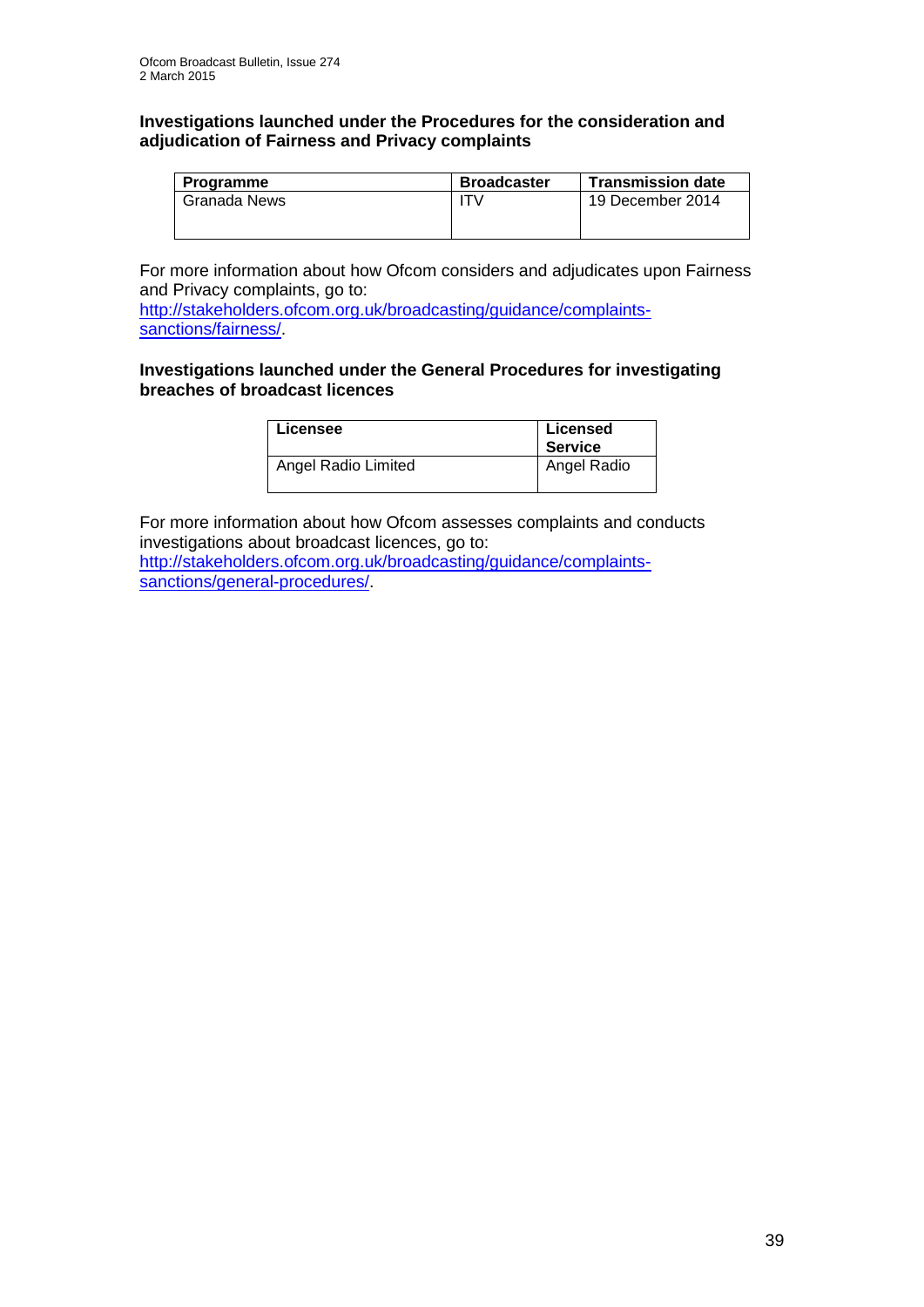### Investigations launched under the Procedures for the consideration and adjudication of Fairness and Privacy complaints

| Programme | Broadcaster | Transmission date |
|---|---|---|
| Granada News | ITV | 19 December 2014 |

For more information about how Ofcom considers and adjudicates upon Fairness and Privacy complaints, go to:
http://stakeholders.ofcom.org.uk/broadcasting/guidance/complaints-sanctions/fairness/.

### Investigations launched under the General Procedures for investigating breaches of broadcast licences

| Licensee | Licensed Service |
|---|---|
| Angel Radio Limited | Angel Radio |

For more information about how Ofcom assesses complaints and conducts investigations about broadcast licences, go to:
http://stakeholders.ofcom.org.uk/broadcasting/guidance/complaints-sanctions/general-procedures/.